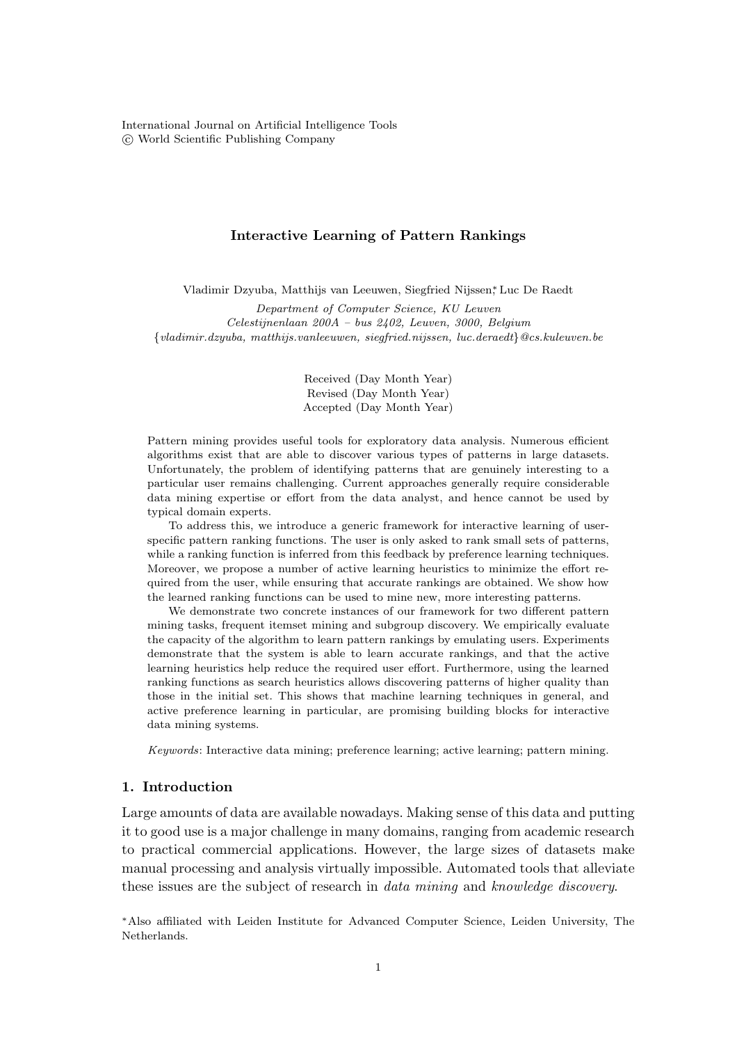International Journal on Artificial Intelligence Tools
© World Scientific Publishing Company

# Interactive Learning of Pattern Rankings

Vladimir Dzyuba, Matthijs van Leeuwen, Siegfried Nijssen*, Luc De Raedt

*Department of Computer Science, KU Leuven*
*Celestijnenlaan 200A – bus 2402, Leuven, 3000, Belgium*
{*vladimir.dzyuba, matthijs.vanleeuwen, siegfried.nijssen, luc.deraedt*}*@cs.kuleuven.be*

Received (Day Month Year)
Revised (Day Month Year)
Accepted (Day Month Year)

Pattern mining provides useful tools for exploratory data analysis. Numerous efficient algorithms exist that are able to discover various types of patterns in large datasets. Unfortunately, the problem of identifying patterns that are genuinely interesting to a particular user remains challenging. Current approaches generally require considerable data mining expertise or effort from the data analyst, and hence cannot be used by typical domain experts.

To address this, we introduce a generic framework for interactive learning of user-specific pattern ranking functions. The user is only asked to rank small sets of patterns, while a ranking function is inferred from this feedback by preference learning techniques. Moreover, we propose a number of active learning heuristics to minimize the effort required from the user, while ensuring that accurate rankings are obtained. We show how the learned ranking functions can be used to mine new, more interesting patterns.

We demonstrate two concrete instances of our framework for two different pattern mining tasks, frequent itemset mining and subgroup discovery. We empirically evaluate the capacity of the algorithm to learn pattern rankings by emulating users. Experiments demonstrate that the system is able to learn accurate rankings, and that the active learning heuristics help reduce the required user effort. Furthermore, using the learned ranking functions as search heuristics allows discovering patterns of higher quality than those in the initial set. This shows that machine learning techniques in general, and active preference learning in particular, are promising building blocks for interactive data mining systems.

*Keywords*: Interactive data mining; preference learning; active learning; pattern mining.

## 1. Introduction

Large amounts of data are available nowadays. Making sense of this data and putting it to good use is a major challenge in many domains, ranging from academic research to practical commercial applications. However, the large sizes of datasets make manual processing and analysis virtually impossible. Automated tools that alleviate these issues are the subject of research in *data mining* and *knowledge discovery*.

*Also affiliated with Leiden Institute for Advanced Computer Science, Leiden University, The Netherlands.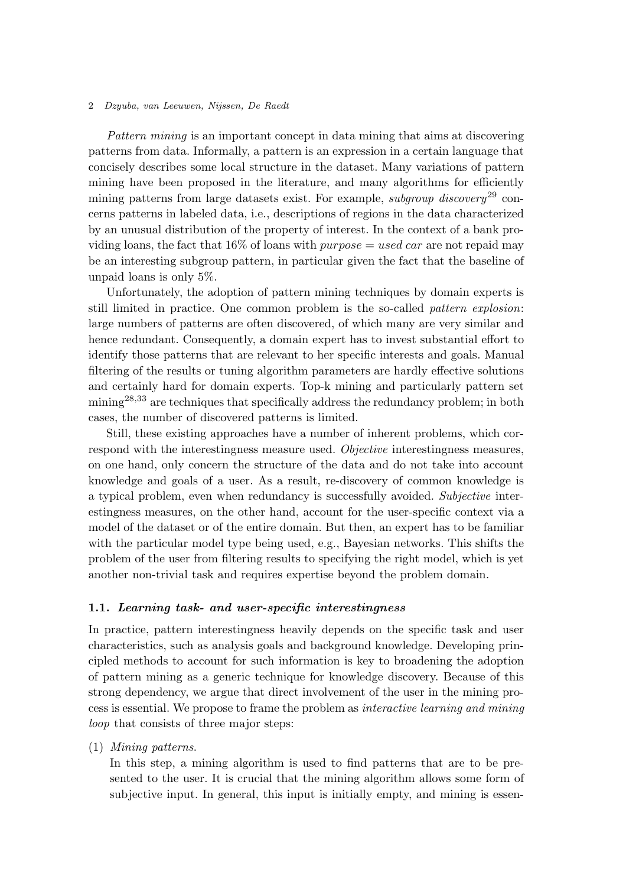*Pattern mining* is an important concept in data mining that aims at discovering patterns from data. Informally, a pattern is an expression in a certain language that concisely describes some local structure in the dataset. Many variations of pattern mining have been proposed in the literature, and many algorithms for efficiently mining patterns from large datasets exist. For example, *subgroup discovery*[29] concerns patterns in labeled data, i.e., descriptions of regions in the data characterized by an unusual distribution of the property of interest. In the context of a bank providing loans, the fact that 16% of loans with *purpose = used car* are not repaid may be an interesting subgroup pattern, in particular given the fact that the baseline of unpaid loans is only 5%.

Unfortunately, the adoption of pattern mining techniques by domain experts is still limited in practice. One common problem is the so-called *pattern explosion*: large numbers of patterns are often discovered, of which many are very similar and hence redundant. Consequently, a domain expert has to invest substantial effort to identify those patterns that are relevant to her specific interests and goals. Manual filtering of the results or tuning algorithm parameters are hardly effective solutions and certainly hard for domain experts. Top-k mining and particularly pattern set mining[28,33] are techniques that specifically address the redundancy problem; in both cases, the number of discovered patterns is limited.

Still, these existing approaches have a number of inherent problems, which correspond with the interestingness measure used. *Objective* interestingness measures, on one hand, only concern the structure of the data and do not take into account knowledge and goals of a user. As a result, re-discovery of common knowledge is a typical problem, even when redundancy is successfully avoided. *Subjective* interestingness measures, on the other hand, account for the user-specific context via a model of the dataset or of the entire domain. But then, an expert has to be familiar with the particular model type being used, e.g., Bayesian networks. This shifts the problem of the user from filtering results to specifying the right model, which is yet another non-trivial task and requires expertise beyond the problem domain.

### 1.1. *Learning task- and user-specific interestingness*

In practice, pattern interestingness heavily depends on the specific task and user characteristics, such as analysis goals and background knowledge. Developing principled methods to account for such information is key to broadening the adoption of pattern mining as a generic technique for knowledge discovery. Because of this strong dependency, we argue that direct involvement of the user in the mining process is essential. We propose to frame the problem as *interactive learning and mining loop* that consists of three major steps:

(1) *Mining patterns.*
In this step, a mining algorithm is used to find patterns that are to be presented to the user. It is crucial that the mining algorithm allows some form of subjective input. In general, this input is initially empty, and mining is essen-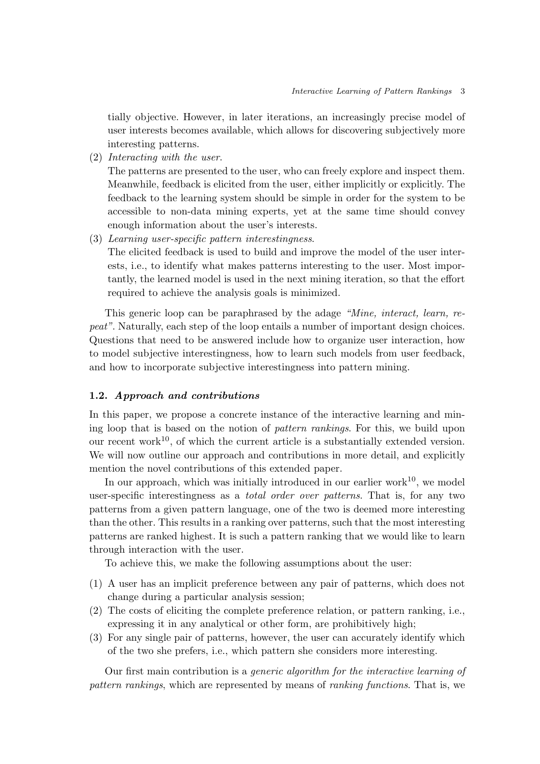tially objective. However, in later iterations, an increasingly precise model of user interests becomes available, which allows for discovering subjectively more interesting patterns.

(2) *Interacting with the user.*
The patterns are presented to the user, who can freely explore and inspect them. Meanwhile, feedback is elicited from the user, either implicitly or explicitly. The feedback to the learning system should be simple in order for the system to be accessible to non-data mining experts, yet at the same time should convey enough information about the user's interests.

(3) *Learning user-specific pattern interestingness.*
The elicited feedback is used to build and improve the model of the user interests, i.e., to identify what makes patterns interesting to the user. Most importantly, the learned model is used in the next mining iteration, so that the effort required to achieve the analysis goals is minimized.

This generic loop can be paraphrased by the adage *"Mine, interact, learn, repeat"*. Naturally, each step of the loop entails a number of important design choices. Questions that need to be answered include how to organize user interaction, how to model subjective interestingness, how to learn such models from user feedback, and how to incorporate subjective interestingness into pattern mining.

### 1.2. *Approach and contributions*

In this paper, we propose a concrete instance of the interactive learning and mining loop that is based on the notion of *pattern rankings*. For this, we build upon our recent work[10], of which the current article is a substantially extended version. We will now outline our approach and contributions in more detail, and explicitly mention the novel contributions of this extended paper.

In our approach, which was initially introduced in our earlier work[10], we model user-specific interestingness as a *total order over patterns*. That is, for any two patterns from a given pattern language, one of the two is deemed more interesting than the other. This results in a ranking over patterns, such that the most interesting patterns are ranked highest. It is such a pattern ranking that we would like to learn through interaction with the user.

To achieve this, we make the following assumptions about the user:

(1) A user has an implicit preference between any pair of patterns, which does not change during a particular analysis session;
(2) The costs of eliciting the complete preference relation, or pattern ranking, i.e., expressing it in any analytical or other form, are prohibitively high;
(3) For any single pair of patterns, however, the user can accurately identify which of the two she prefers, i.e., which pattern she considers more interesting.

Our first main contribution is a *generic algorithm for the interactive learning of pattern rankings*, which are represented by means of *ranking functions*. That is, we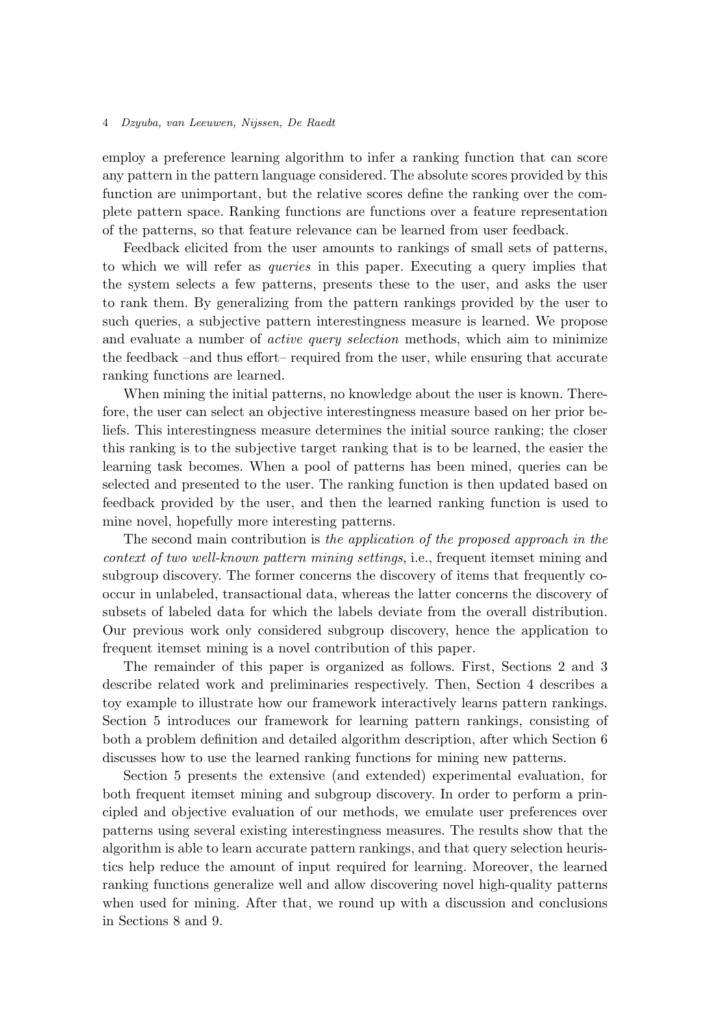employ a preference learning algorithm to infer a ranking function that can score any pattern in the pattern language considered. The absolute scores provided by this function are unimportant, but the relative scores define the ranking over the complete pattern space. Ranking functions are functions over a feature representation of the patterns, so that feature relevance can be learned from user feedback.

Feedback elicited from the user amounts to rankings of small sets of patterns, to which we will refer as *queries* in this paper. Executing a query implies that the system selects a few patterns, presents these to the user, and asks the user to rank them. By generalizing from the pattern rankings provided by the user to such queries, a subjective pattern interestingness measure is learned. We propose and evaluate a number of *active query selection* methods, which aim to minimize the feedback –and thus effort– required from the user, while ensuring that accurate ranking functions are learned.

When mining the initial patterns, no knowledge about the user is known. Therefore, the user can select an objective interestingness measure based on her prior beliefs. This interestingness measure determines the initial source ranking; the closer this ranking is to the subjective target ranking that is to be learned, the easier the learning task becomes. When a pool of patterns has been mined, queries can be selected and presented to the user. The ranking function is then updated based on feedback provided by the user, and then the learned ranking function is used to mine novel, hopefully more interesting patterns.

The second main contribution is *the application of the proposed approach in the context of two well-known pattern mining settings*, i.e., frequent itemset mining and subgroup discovery. The former concerns the discovery of items that frequently co-occur in unlabeled, transactional data, whereas the latter concerns the discovery of subsets of labeled data for which the labels deviate from the overall distribution. Our previous work only considered subgroup discovery, hence the application to frequent itemset mining is a novel contribution of this paper.

The remainder of this paper is organized as follows. First, Sections 2 and 3 describe related work and preliminaries respectively. Then, Section 4 describes a toy example to illustrate how our framework interactively learns pattern rankings. Section 5 introduces our framework for learning pattern rankings, consisting of both a problem definition and detailed algorithm description, after which Section 6 discusses how to use the learned ranking functions for mining new patterns.

Section 5 presents the extensive (and extended) experimental evaluation, for both frequent itemset mining and subgroup discovery. In order to perform a principled and objective evaluation of our methods, we emulate user preferences over patterns using several existing interestingness measures. The results show that the algorithm is able to learn accurate pattern rankings, and that query selection heuristics help reduce the amount of input required for learning. Moreover, the learned ranking functions generalize well and allow discovering novel high-quality patterns when used for mining. After that, we round up with a discussion and conclusions in Sections 8 and 9.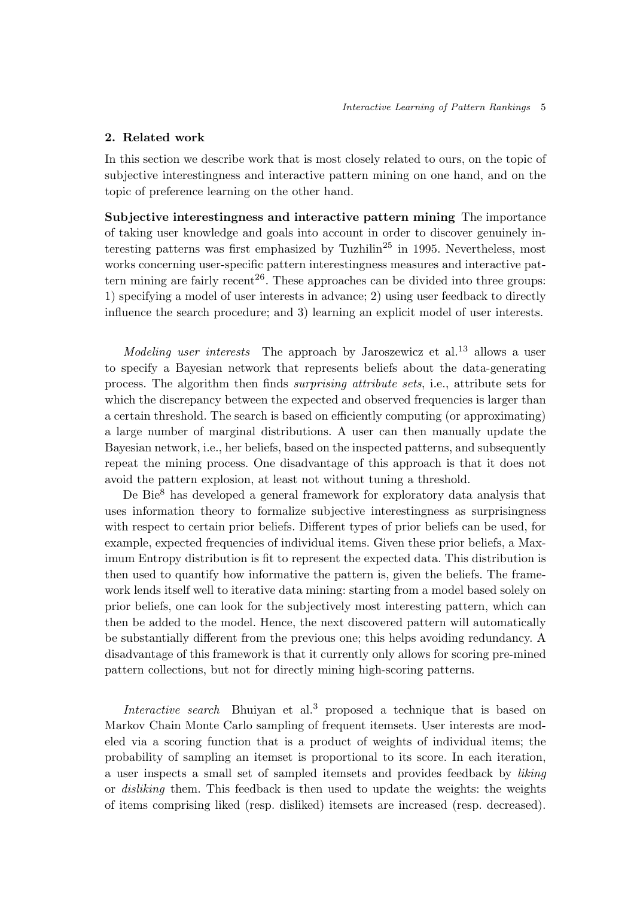## 2. Related work

In this section we describe work that is most closely related to ours, on the topic of subjective interestingness and interactive pattern mining on one hand, and on the topic of preference learning on the other hand.

**Subjective interestingness and interactive pattern mining** The importance of taking user knowledge and goals into account in order to discover genuinely interesting patterns was first emphasized by Tuzhilin[25] in 1995. Nevertheless, most works concerning user-specific pattern interestingness measures and interactive pattern mining are fairly recent[26]. These approaches can be divided into three groups: 1) specifying a model of user interests in advance; 2) using user feedback to directly influence the search procedure; and 3) learning an explicit model of user interests.

*Modeling user interests* The approach by Jaroszewicz et al.[13] allows a user to specify a Bayesian network that represents beliefs about the data-generating process. The algorithm then finds *surprising attribute sets*, i.e., attribute sets for which the discrepancy between the expected and observed frequencies is larger than a certain threshold. The search is based on efficiently computing (or approximating) a large number of marginal distributions. A user can then manually update the Bayesian network, i.e., her beliefs, based on the inspected patterns, and subsequently repeat the mining process. One disadvantage of this approach is that it does not avoid the pattern explosion, at least not without tuning a threshold.

De Bie[8] has developed a general framework for exploratory data analysis that uses information theory to formalize subjective interestingness as surprisingness with respect to certain prior beliefs. Different types of prior beliefs can be used, for example, expected frequencies of individual items. Given these prior beliefs, a Maximum Entropy distribution is fit to represent the expected data. This distribution is then used to quantify how informative the pattern is, given the beliefs. The framework lends itself well to iterative data mining: starting from a model based solely on prior beliefs, one can look for the subjectively most interesting pattern, which can then be added to the model. Hence, the next discovered pattern will automatically be substantially different from the previous one; this helps avoiding redundancy. A disadvantage of this framework is that it currently only allows for scoring pre-mined pattern collections, but not for directly mining high-scoring patterns.

*Interactive search* Bhuiyan et al.[3] proposed a technique that is based on Markov Chain Monte Carlo sampling of frequent itemsets. User interests are modeled via a scoring function that is a product of weights of individual items; the probability of sampling an itemset is proportional to its score. In each iteration, a user inspects a small set of sampled itemsets and provides feedback by *liking* or *disliking* them. This feedback is then used to update the weights: the weights of items comprising liked (resp. disliked) itemsets are increased (resp. decreased).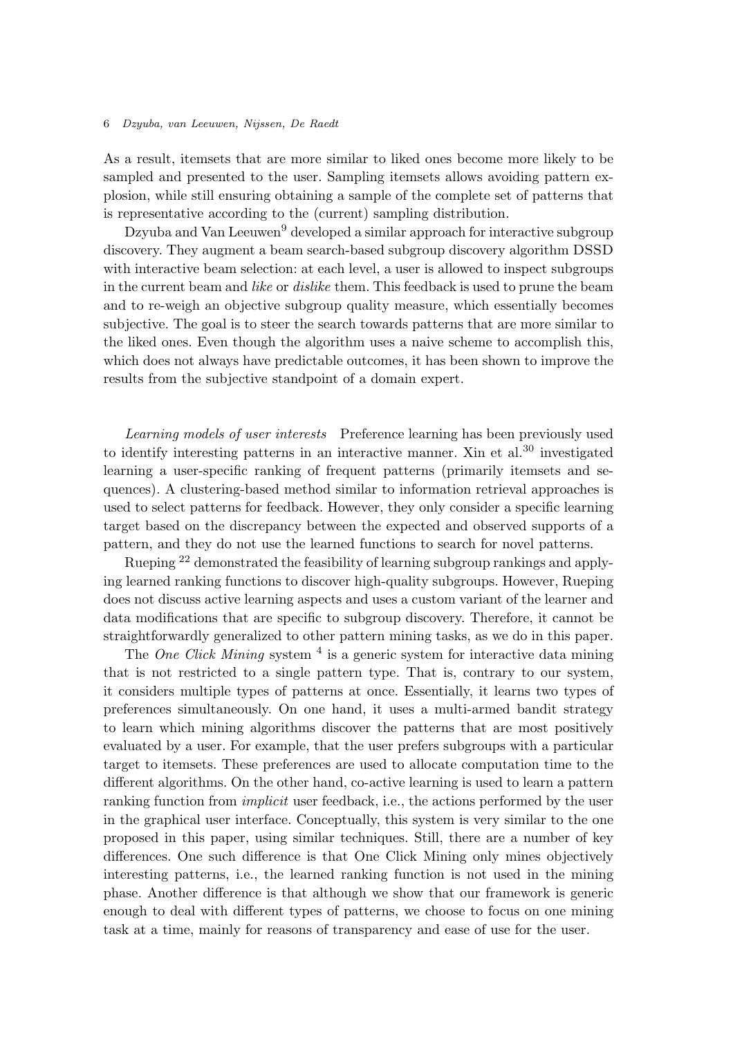As a result, itemsets that are more similar to liked ones become more likely to be sampled and presented to the user. Sampling itemsets allows avoiding pattern explosion, while still ensuring obtaining a sample of the complete set of patterns that is representative according to the (current) sampling distribution.

Dzyuba and Van Leeuwen[9] developed a similar approach for interactive subgroup discovery. They augment a beam search-based subgroup discovery algorithm DSSD with interactive beam selection: at each level, a user is allowed to inspect subgroups in the current beam and *like* or *dislike* them. This feedback is used to prune the beam and to re-weigh an objective subgroup quality measure, which essentially becomes subjective. The goal is to steer the search towards patterns that are more similar to the liked ones. Even though the algorithm uses a naive scheme to accomplish this, which does not always have predictable outcomes, it has been shown to improve the results from the subjective standpoint of a domain expert.

*Learning models of user interests* Preference learning has been previously used to identify interesting patterns in an interactive manner. Xin et al.[30] investigated learning a user-specific ranking of frequent patterns (primarily itemsets and sequences). A clustering-based method similar to information retrieval approaches is used to select patterns for feedback. However, they only consider a specific learning target based on the discrepancy between the expected and observed supports of a pattern, and they do not use the learned functions to search for novel patterns.

Rueping [22] demonstrated the feasibility of learning subgroup rankings and applying learned ranking functions to discover high-quality subgroups. However, Rueping does not discuss active learning aspects and uses a custom variant of the learner and data modifications that are specific to subgroup discovery. Therefore, it cannot be straightforwardly generalized to other pattern mining tasks, as we do in this paper.

The *One Click Mining* system [4] is a generic system for interactive data mining that is not restricted to a single pattern type. That is, contrary to our system, it considers multiple types of patterns at once. Essentially, it learns two types of preferences simultaneously. On one hand, it uses a multi-armed bandit strategy to learn which mining algorithms discover the patterns that are most positively evaluated by a user. For example, that the user prefers subgroups with a particular target to itemsets. These preferences are used to allocate computation time to the different algorithms. On the other hand, co-active learning is used to learn a pattern ranking function from *implicit* user feedback, i.e., the actions performed by the user in the graphical user interface. Conceptually, this system is very similar to the one proposed in this paper, using similar techniques. Still, there are a number of key differences. One such difference is that One Click Mining only mines objectively interesting patterns, i.e., the learned ranking function is not used in the mining phase. Another difference is that although we show that our framework is generic enough to deal with different types of patterns, we choose to focus on one mining task at a time, mainly for reasons of transparency and ease of use for the user.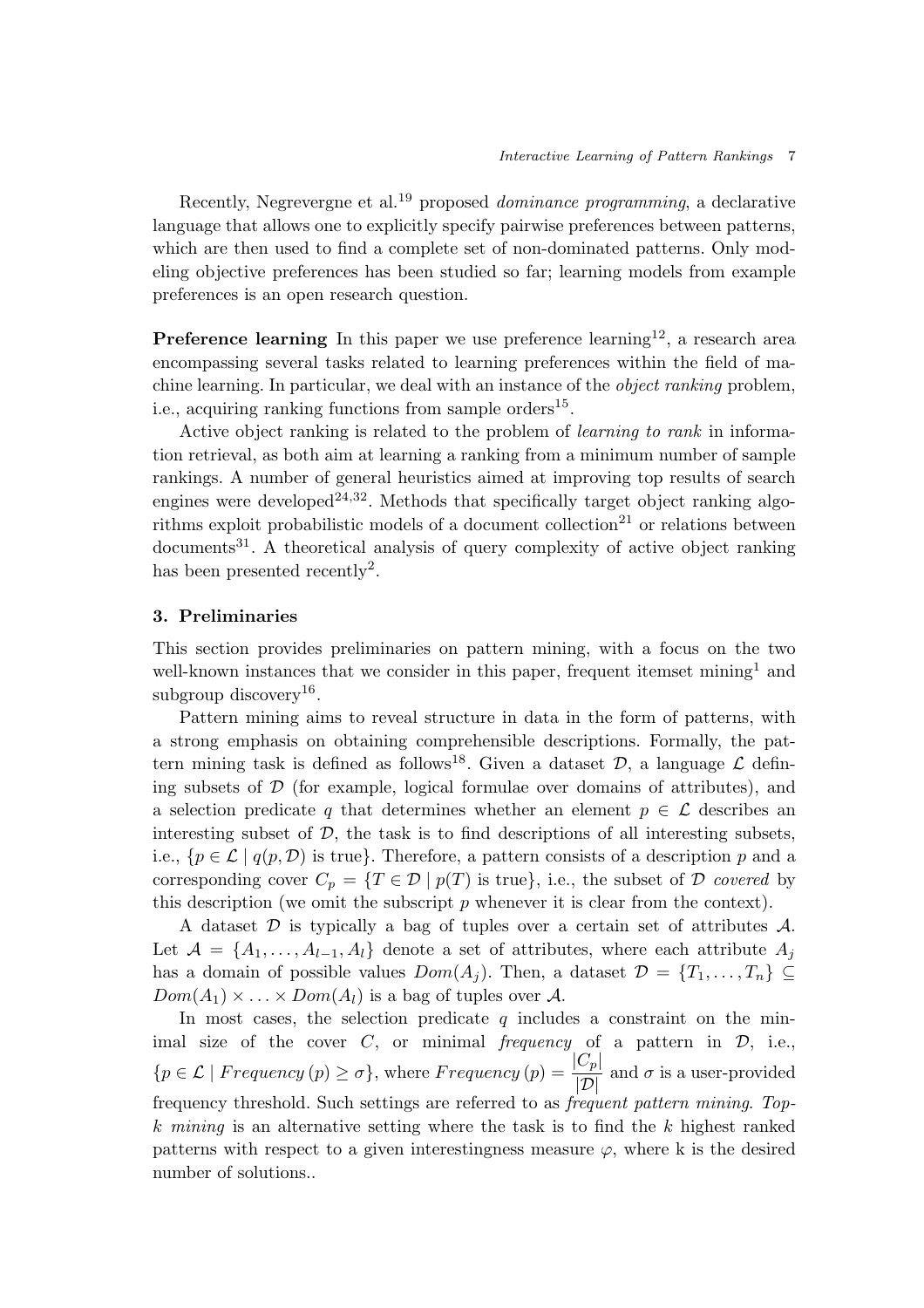Recently, Negrevergne et al.[19] proposed *dominance programming*, a declarative language that allows one to explicitly specify pairwise preferences between patterns, which are then used to find a complete set of non-dominated patterns. Only modeling objective preferences has been studied so far; learning models from example preferences is an open research question.

**Preference learning** In this paper we use preference learning[12], a research area encompassing several tasks related to learning preferences within the field of machine learning. In particular, we deal with an instance of the *object ranking* problem, i.e., acquiring ranking functions from sample orders[15].

Active object ranking is related to the problem of *learning to rank* in information retrieval, as both aim at learning a ranking from a minimum number of sample rankings. A number of general heuristics aimed at improving top results of search engines were developed[24,32]. Methods that specifically target object ranking algorithms exploit probabilistic models of a document collection[21] or relations between documents[31]. A theoretical analysis of query complexity of active object ranking has been presented recently[2].

## 3. Preliminaries

This section provides preliminaries on pattern mining, with a focus on the two well-known instances that we consider in this paper, frequent itemset mining[1] and subgroup discovery[16].

Pattern mining aims to reveal structure in data in the form of patterns, with a strong emphasis on obtaining comprehensible descriptions. Formally, the pattern mining task is defined as follows[18]. Given a dataset $\mathcal{D}$, a language $\mathcal{L}$ defining subsets of $\mathcal{D}$ (for example, logical formulae over domains of attributes), and a selection predicate $q$ that determines whether an element $p \in \mathcal{L}$ describes an interesting subset of $\mathcal{D}$, the task is to find descriptions of all interesting subsets, i.e., $\{p \in \mathcal{L} \mid q(p, \mathcal{D}) \text{ is true}\}$. Therefore, a pattern consists of a description $p$ and a corresponding cover $C_p = \{T \in \mathcal{D} \mid p(T) \text{ is true}\}$, i.e., the subset of $\mathcal{D}$ *covered* by this description (we omit the subscript $p$ whenever it is clear from the context).

A dataset $\mathcal{D}$ is typically a bag of tuples over a certain set of attributes $\mathcal{A}$. Let $\mathcal{A} = \{A_1, \ldots, A_{l-1}, A_l\}$ denote a set of attributes, where each attribute $A_j$ has a domain of possible values $Dom(A_j)$. Then, a dataset $\mathcal{D} = \{T_1, \ldots, T_n\} \subseteq Dom(A_1) \times \ldots \times Dom(A_l)$ is a bag of tuples over $\mathcal{A}$.

In most cases, the selection predicate $q$ includes a constraint on the minimal size of the cover $C$, or minimal *frequency* of a pattern in $\mathcal{D}$, i.e., $\{p \in \mathcal{L} \mid Frequency\,(p) \geq \sigma\}$, where $Frequency\,(p) = \dfrac{|C_p|}{|\mathcal{D}|}$ and $\sigma$ is a user-provided frequency threshold. Such settings are referred to as *frequent pattern mining*. *Top-k mining* is an alternative setting where the task is to find the $k$ highest ranked patterns with respect to a given interestingness measure $\varphi$, where k is the desired number of solutions..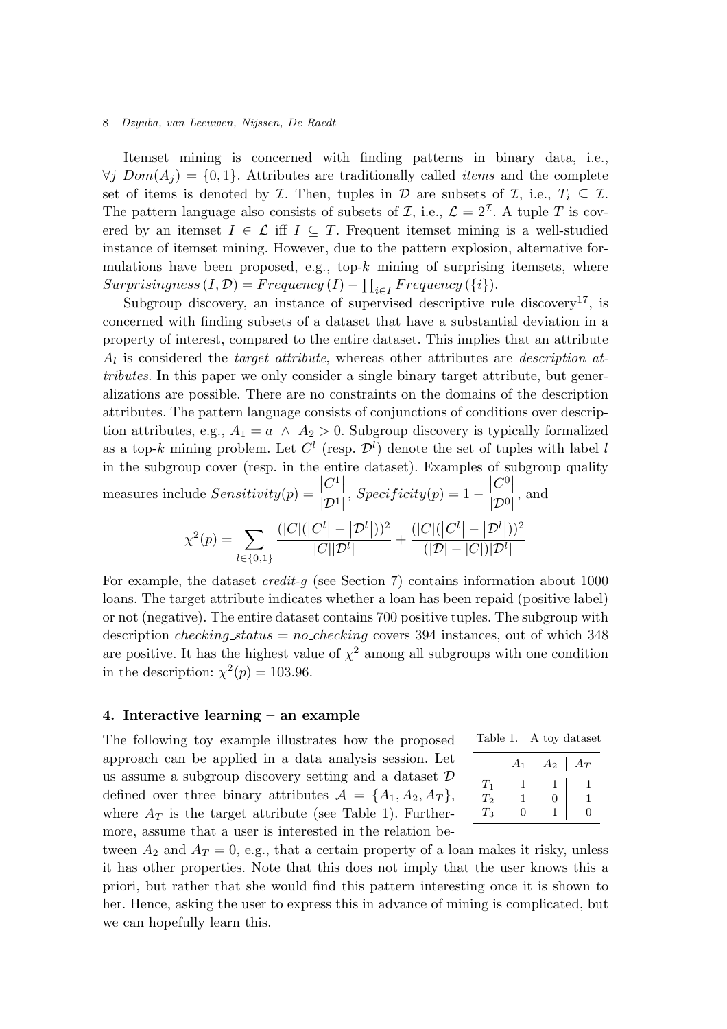Itemset mining is concerned with finding patterns in binary data, i.e., $\forall j \; Dom(A_j) = \{0, 1\}$. Attributes are traditionally called *items* and the complete set of items is denoted by $\mathcal{I}$. Then, tuples in $\mathcal{D}$ are subsets of $\mathcal{I}$, i.e., $T_i \subseteq \mathcal{I}$. The pattern language also consists of subsets of $\mathcal{I}$, i.e., $\mathcal{L} = 2^{\mathcal{I}}$. A tuple $T$ is covered by an itemset $I \in \mathcal{L}$ iff $I \subseteq T$. Frequent itemset mining is a well-studied instance of itemset mining. However, due to the pattern explosion, alternative formulations have been proposed, e.g., top-$k$ mining of surprising itemsets, where $Surprisingness\,(I, \mathcal{D}) = Frequency\,(I) - \prod_{i \in I} Frequency\,(\{i\})$.

Subgroup discovery, an instance of supervised descriptive rule discovery[17], is concerned with finding subsets of a dataset that have a substantial deviation in a property of interest, compared to the entire dataset. This implies that an attribute $A_l$ is considered the *target attribute*, whereas other attributes are *description attributes*. In this paper we only consider a single binary target attribute, but generalizations are possible. There are no constraints on the domains of the description attributes. The pattern language consists of conjunctions of conditions over description attributes, e.g., $A_1 = a \;\wedge\; A_2 > 0$. Subgroup discovery is typically formalized as a top-$k$ mining problem. Let $C^l$ (resp. $\mathcal{D}^l$) denote the set of tuples with label $l$ in the subgroup cover (resp. in the entire dataset). Examples of subgroup quality measures include $Sensitivity(p) = \dfrac{|C^1|}{|\mathcal{D}^1|}$, $Specificity(p) = 1 - \dfrac{|C^0|}{|\mathcal{D}^0|}$, and

$$\chi^2(p) = \sum_{l \in \{0,1\}} \frac{(|C|(|C^l| - |\mathcal{D}^l|))^2}{|C||\mathcal{D}^l|} + \frac{(|C|(|C^l| - |\mathcal{D}^l|))^2}{(|\mathcal{D}| - |C|)|\mathcal{D}^l|}$$

For example, the dataset *credit-g* (see Section 7) contains information about 1000 loans. The target attribute indicates whether a loan has been repaid (positive label) or not (negative). The entire dataset contains 700 positive tuples. The subgroup with description *checking_status* = *no_checking* covers 394 instances, out of which 348 are positive. It has the highest value of $\chi^2$ among all subgroups with one condition in the description: $\chi^2(p) = 103.96$.

## 4. Interactive learning – an example

The following toy example illustrates how the proposed approach can be applied in a data analysis session. Let us assume a subgroup discovery setting and a dataset $\mathcal{D}$ defined over three binary attributes $\mathcal{A} = \{A_1, A_2, A_T\}$, where $A_T$ is the target attribute (see Table 1). Furthermore, assume that a user is interested in the relation between $A_2$ and $A_T = 0$, e.g., that a certain property of a loan makes it risky, unless it has other properties. Note that this does not imply that the user knows this a priori, but rather that she would find this pattern interesting once it is shown to her. Hence, asking the user to express this in advance of mining is complicated, but we can hopefully learn this.

Table 1. A toy dataset

| | $A_1$ | $A_2$ | $A_T$ |
|---|---|---|---|
| $T_1$ | 1 | 1 | 1 |
| $T_2$ | 1 | 0 | 1 |
| $T_3$ | 0 | 1 | 0 |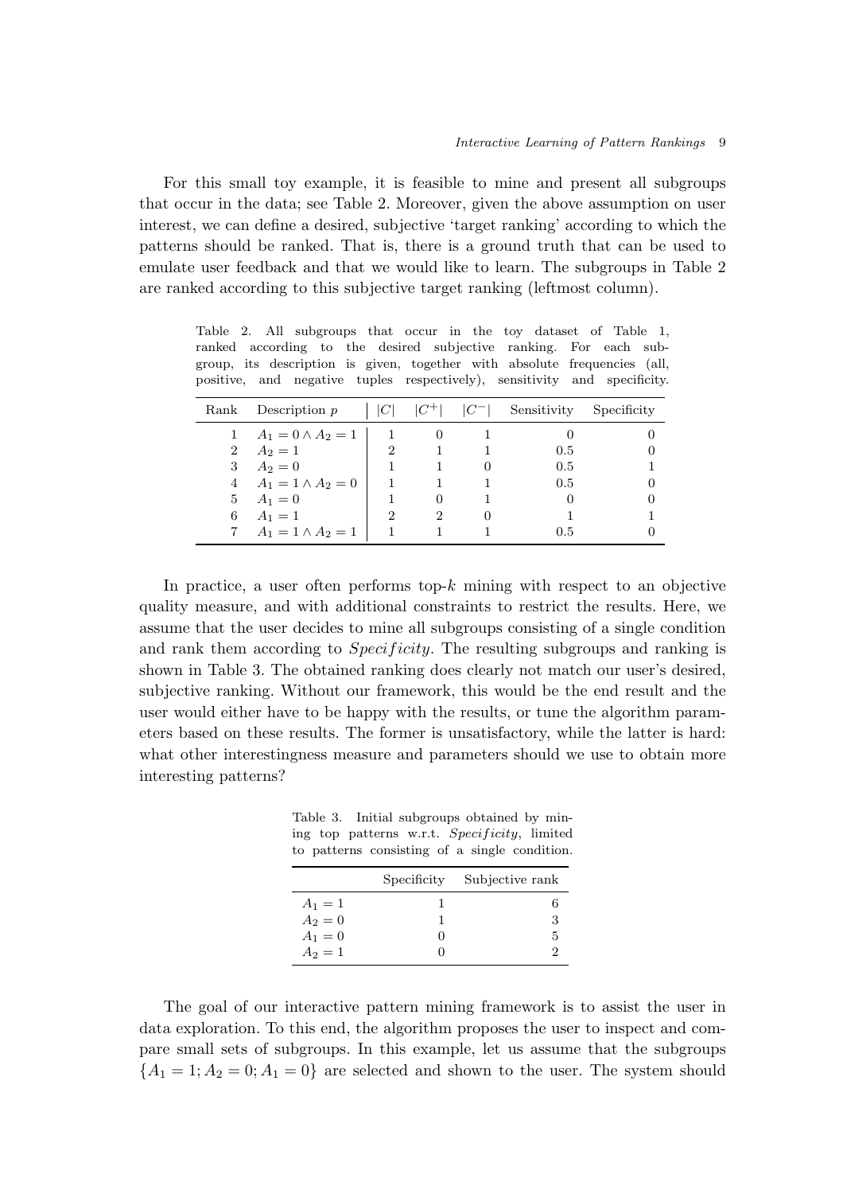For this small toy example, it is feasible to mine and present all subgroups that occur in the data; see Table 2. Moreover, given the above assumption on user interest, we can define a desired, subjective 'target ranking' according to which the patterns should be ranked. That is, there is a ground truth that can be used to emulate user feedback and that we would like to learn. The subgroups in Table 2 are ranked according to this subjective target ranking (leftmost column).

Table 2. All subgroups that occur in the toy dataset of Table 1, ranked according to the desired subjective ranking. For each subgroup, its description is given, together with absolute frequencies (all, positive, and negative tuples respectively), sensitivity and specificity.

| Rank | Description $p$ | $\|C\|$ | $\|C^+\|$ | $\|C^-\|$ | Sensitivity | Specificity |
|---|---|---|---|---|---|---|
| 1 | $A_1 = 0 \wedge A_2 = 1$ | 1 | 0 | 1 | 0 | 0 |
| 2 | $A_2 = 1$ | 2 | 1 | 1 | 0.5 | 0 |
| 3 | $A_2 = 0$ | 1 | 1 | 0 | 0.5 | 1 |
| 4 | $A_1 = 1 \wedge A_2 = 0$ | 1 | 1 | 1 | 0.5 | 0 |
| 5 | $A_1 = 0$ | 1 | 0 | 1 | 0 | 0 |
| 6 | $A_1 = 1$ | 2 | 2 | 0 | 1 | 1 |
| 7 | $A_1 = 1 \wedge A_2 = 1$ | 1 | 1 | 1 | 0.5 | 0 |

In practice, a user often performs top-$k$ mining with respect to an objective quality measure, and with additional constraints to restrict the results. Here, we assume that the user decides to mine all subgroups consisting of a single condition and rank them according to $Specificity$. The resulting subgroups and ranking is shown in Table 3. The obtained ranking does clearly not match our user's desired, subjective ranking. Without our framework, this would be the end result and the user would either have to be happy with the results, or tune the algorithm parameters based on these results. The former is unsatisfactory, while the latter is hard: what other interestingness measure and parameters should we use to obtain more interesting patterns?

Table 3. Initial subgroups obtained by mining top patterns w.r.t. $Specificity$, limited to patterns consisting of a single condition.

| | Specificity | Subjective rank |
|---|---|---|
| $A_1 = 1$ | 1 | 6 |
| $A_2 = 0$ | 1 | 3 |
| $A_1 = 0$ | 0 | 5 |
| $A_2 = 1$ | 0 | 2 |

The goal of our interactive pattern mining framework is to assist the user in data exploration. To this end, the algorithm proposes the user to inspect and compare small sets of subgroups. In this example, let us assume that the subgroups $\{A_1 = 1; A_2 = 0; A_1 = 0\}$ are selected and shown to the user. The system should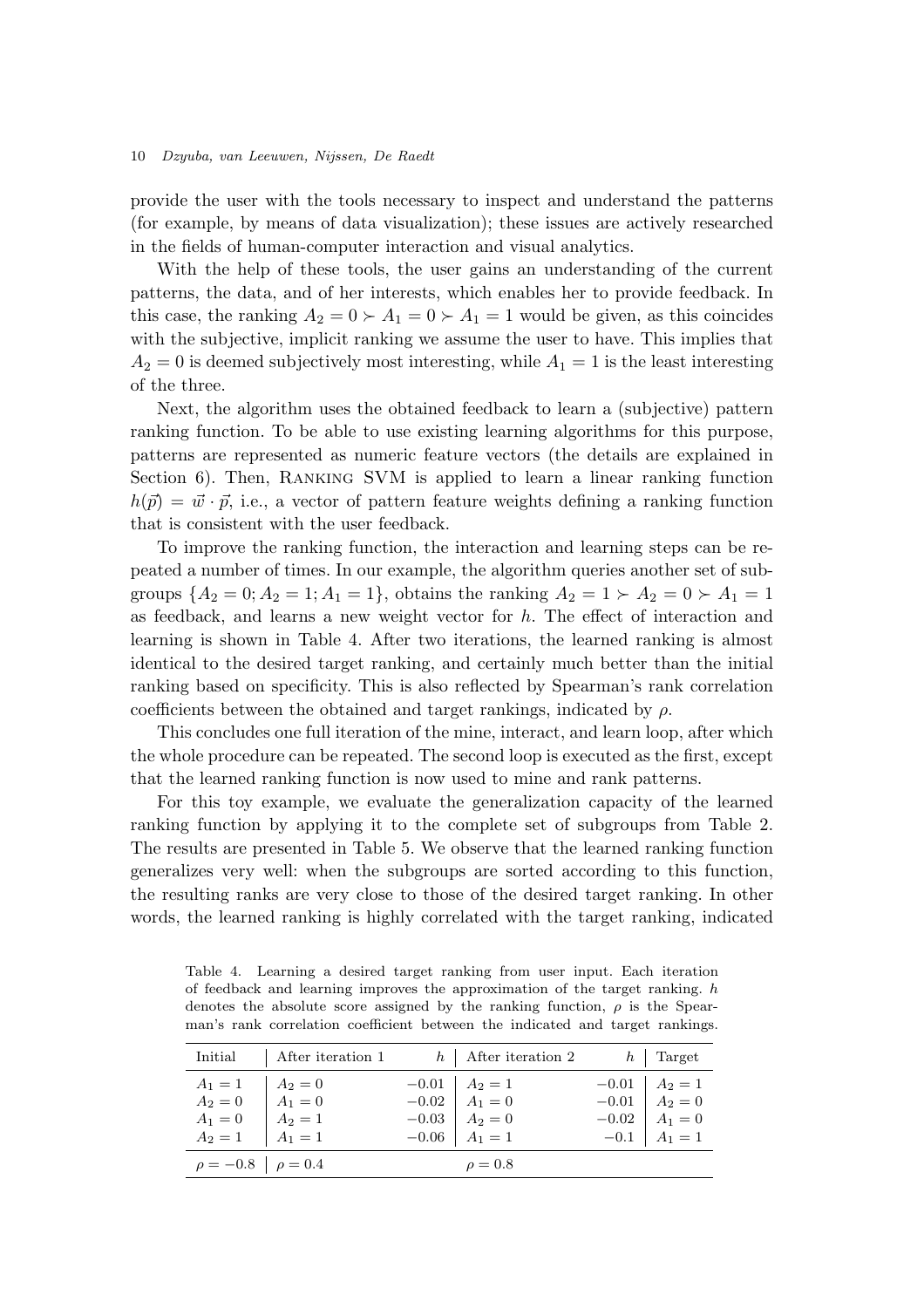provide the user with the tools necessary to inspect and understand the patterns (for example, by means of data visualization); these issues are actively researched in the fields of human-computer interaction and visual analytics.

With the help of these tools, the user gains an understanding of the current patterns, the data, and of her interests, which enables her to provide feedback. In this case, the ranking $A_2 = 0 \succ A_1 = 0 \succ A_1 = 1$ would be given, as this coincides with the subjective, implicit ranking we assume the user to have. This implies that $A_2 = 0$ is deemed subjectively most interesting, while $A_1 = 1$ is the least interesting of the three.

Next, the algorithm uses the obtained feedback to learn a (subjective) pattern ranking function. To be able to use existing learning algorithms for this purpose, patterns are represented as numeric feature vectors (the details are explained in Section 6). Then, Ranking SVM is applied to learn a linear ranking function $h(\vec{p}) = \vec{w} \cdot \vec{p}$, i.e., a vector of pattern feature weights defining a ranking function that is consistent with the user feedback.

To improve the ranking function, the interaction and learning steps can be repeated a number of times. In our example, the algorithm queries another set of subgroups $\{A_2 = 0; A_2 = 1; A_1 = 1\}$, obtains the ranking $A_2 = 1 \succ A_2 = 0 \succ A_1 = 1$ as feedback, and learns a new weight vector for $h$. The effect of interaction and learning is shown in Table 4. After two iterations, the learned ranking is almost identical to the desired target ranking, and certainly much better than the initial ranking based on specificity. This is also reflected by Spearman's rank correlation coefficients between the obtained and target rankings, indicated by $\rho$.

This concludes one full iteration of the mine, interact, and learn loop, after which the whole procedure can be repeated. The second loop is executed as the first, except that the learned ranking function is now used to mine and rank patterns.

For this toy example, we evaluate the generalization capacity of the learned ranking function by applying it to the complete set of subgroups from Table 2. The results are presented in Table 5. We observe that the learned ranking function generalizes very well: when the subgroups are sorted according to this function, the resulting ranks are very close to those of the desired target ranking. In other words, the learned ranking is highly correlated with the target ranking, indicated

Table 4. Learning a desired target ranking from user input. Each iteration of feedback and learning improves the approximation of the target ranking. $h$ denotes the absolute score assigned by the ranking function, $\rho$ is the Spearman's rank correlation coefficient between the indicated and target rankings.

| Initial | After iteration 1 | $h$ | After iteration 2 | $h$ | Target |
|---|---|---|---|---|---|
| $A_1 = 1$ | $A_2 = 0$ | $-0.01$ | $A_2 = 1$ | $-0.01$ | $A_2 = 1$ |
| $A_2 = 0$ | $A_1 = 0$ | $-0.02$ | $A_1 = 0$ | $-0.01$ | $A_2 = 0$ |
| $A_1 = 0$ | $A_2 = 1$ | $-0.03$ | $A_2 = 0$ | $-0.02$ | $A_1 = 0$ |
| $A_2 = 1$ | $A_1 = 1$ | $-0.06$ | $A_1 = 1$ | $-0.1$ | $A_1 = 1$ |
| $\rho = -0.8$ | $\rho = 0.4$ | | $\rho = 0.8$ | | |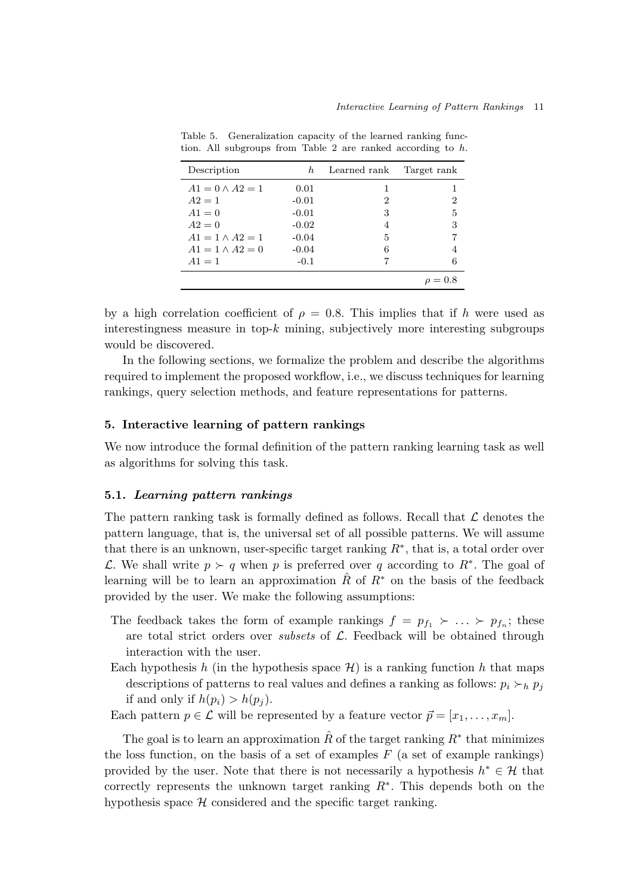Table 5. Generalization capacity of the learned ranking function. All subgroups from Table 2 are ranked according to $h$.

| Description | $h$ | Learned rank | Target rank |
|---|---|---|---|
| $A1 = 0 \wedge A2 = 1$ | 0.01 | 1 | 1 |
| $A2 = 1$ | -0.01 | 2 | 2 |
| $A1 = 0$ | -0.01 | 3 | 5 |
| $A2 = 0$ | -0.02 | 4 | 3 |
| $A1 = 1 \wedge A2 = 1$ | -0.04 | 5 | 7 |
| $A1 = 1 \wedge A2 = 0$ | -0.04 | 6 | 4 |
| $A1 = 1$ | -0.1 | 7 | 6 |
| | | | $\rho = 0.8$ |

by a high correlation coefficient of $\rho = 0.8$. This implies that if $h$ were used as interestingness measure in top-$k$ mining, subjectively more interesting subgroups would be discovered.

In the following sections, we formalize the problem and describe the algorithms required to implement the proposed workflow, i.e., we discuss techniques for learning rankings, query selection methods, and feature representations for patterns.

## 5. Interactive learning of pattern rankings

We now introduce the formal definition of the pattern ranking learning task as well as algorithms for solving this task.

### 5.1. *Learning pattern rankings*

The pattern ranking task is formally defined as follows. Recall that $\mathcal{L}$ denotes the pattern language, that is, the universal set of all possible patterns. We will assume that there is an unknown, user-specific target ranking $R^*$, that is, a total order over $\mathcal{L}$. We shall write $p \succ q$ when $p$ is preferred over $q$ according to $R^*$. The goal of learning will be to learn an approximation $\hat{R}$ of $R^*$ on the basis of the feedback provided by the user. We make the following assumptions:

- The feedback takes the form of example rankings $f = p_{f_1} \succ \ldots \succ p_{f_n}$; these are total strict orders over *subsets* of $\mathcal{L}$. Feedback will be obtained through interaction with the user.
- Each hypothesis $h$ (in the hypothesis space $\mathcal{H}$) is a ranking function $h$ that maps descriptions of patterns to real values and defines a ranking as follows: $p_i \succ_h p_j$ if and only if $h(p_i) > h(p_j)$.
- Each pattern $p \in \mathcal{L}$ will be represented by a feature vector $\vec{p} = [x_1, \ldots, x_m]$.

The goal is to learn an approximation $\hat{R}$ of the target ranking $R^*$ that minimizes the loss function, on the basis of a set of examples $F$ (a set of example rankings) provided by the user. Note that there is not necessarily a hypothesis $h^* \in \mathcal{H}$ that correctly represents the unknown target ranking $R^*$. This depends both on the hypothesis space $\mathcal{H}$ considered and the specific target ranking.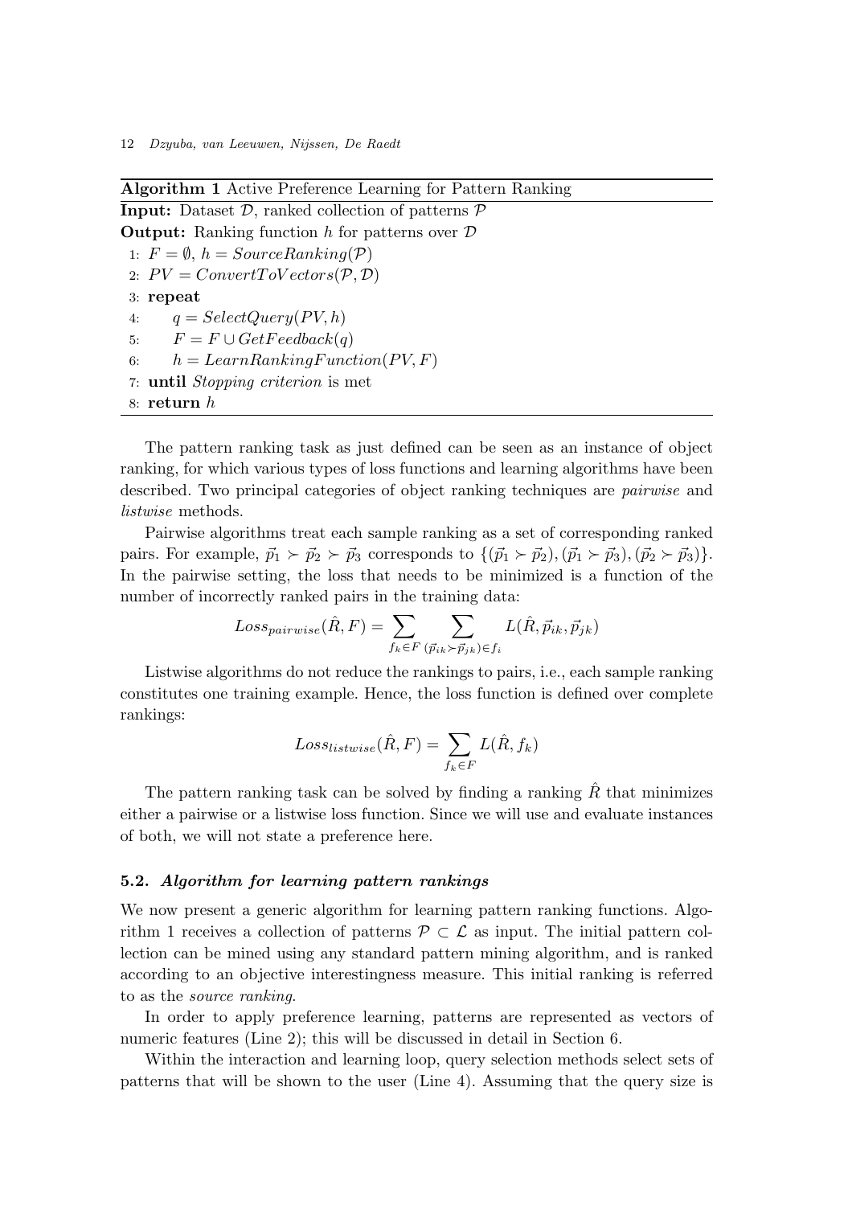**Algorithm 1** Active Preference Learning for Pattern Ranking

**Input:** Dataset $\mathcal{D}$, ranked collection of patterns $\mathcal{P}$
**Output:** Ranking function $h$ for patterns over $\mathcal{D}$

```
1: F = ∅, h = SourceRanking(P)
2: PV = ConvertToVectors(P, D)
3: repeat
4:     q = SelectQuery(PV, h)
5:     F = F ∪ GetFeedback(q)
6:     h = LearnRankingFunction(PV, F)
7: until Stopping criterion is met
8: return h
```

The pattern ranking task as just defined can be seen as an instance of object ranking, for which various types of loss functions and learning algorithms have been described. Two principal categories of object ranking techniques are *pairwise* and *listwise* methods.

Pairwise algorithms treat each sample ranking as a set of corresponding ranked pairs. For example, $\vec{p}_1 \succ \vec{p}_2 \succ \vec{p}_3$ corresponds to $\{(\vec{p}_1 \succ \vec{p}_2), (\vec{p}_1 \succ \vec{p}_3), (\vec{p}_2 \succ \vec{p}_3)\}$. In the pairwise setting, the loss that needs to be minimized is a function of the number of incorrectly ranked pairs in the training data:

$$Loss_{pairwise}(\hat{R}, F) = \sum_{f_k \in F} \sum_{(\vec{p}_{ik} \succ \vec{p}_{jk}) \in f_i} L(\hat{R}, \vec{p}_{ik}, \vec{p}_{jk})$$

Listwise algorithms do not reduce the rankings to pairs, i.e., each sample ranking constitutes one training example. Hence, the loss function is defined over complete rankings:

$$Loss_{listwise}(\hat{R}, F) = \sum_{f_k \in F} L(\hat{R}, f_k)$$

The pattern ranking task can be solved by finding a ranking $\hat{R}$ that minimizes either a pairwise or a listwise loss function. Since we will use and evaluate instances of both, we will not state a preference here.

### 5.2. *Algorithm for learning pattern rankings*

We now present a generic algorithm for learning pattern ranking functions. Algorithm 1 receives a collection of patterns $\mathcal{P} \subset \mathcal{L}$ as input. The initial pattern collection can be mined using any standard pattern mining algorithm, and is ranked according to an objective interestingness measure. This initial ranking is referred to as the *source ranking*.

In order to apply preference learning, patterns are represented as vectors of numeric features (Line 2); this will be discussed in detail in Section 6.

Within the interaction and learning loop, query selection methods select sets of patterns that will be shown to the user (Line 4). Assuming that the query size is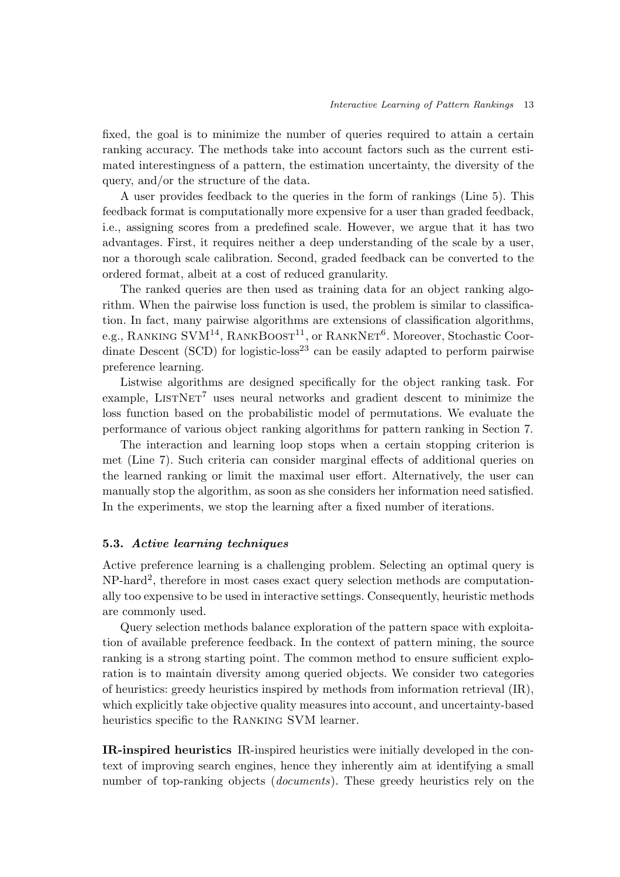fixed, the goal is to minimize the number of queries required to attain a certain ranking accuracy. The methods take into account factors such as the current estimated interestingness of a pattern, the estimation uncertainty, the diversity of the query, and/or the structure of the data.

A user provides feedback to the queries in the form of rankings (Line 5). This feedback format is computationally more expensive for a user than graded feedback, i.e., assigning scores from a predefined scale. However, we argue that it has two advantages. First, it requires neither a deep understanding of the scale by a user, nor a thorough scale calibration. Second, graded feedback can be converted to the ordered format, albeit at a cost of reduced granularity.

The ranked queries are then used as training data for an object ranking algorithm. When the pairwise loss function is used, the problem is similar to classification. In fact, many pairwise algorithms are extensions of classification algorithms, e.g., Ranking SVM[14], RankBoost[11], or RankNet[6]. Moreover, Stochastic Coordinate Descent (SCD) for logistic-loss[23] can be easily adapted to perform pairwise preference learning.

Listwise algorithms are designed specifically for the object ranking task. For example, ListNet[7] uses neural networks and gradient descent to minimize the loss function based on the probabilistic model of permutations. We evaluate the performance of various object ranking algorithms for pattern ranking in Section 7.

The interaction and learning loop stops when a certain stopping criterion is met (Line 7). Such criteria can consider marginal effects of additional queries on the learned ranking or limit the maximal user effort. Alternatively, the user can manually stop the algorithm, as soon as she considers her information need satisfied. In the experiments, we stop the learning after a fixed number of iterations.

### 5.3. *Active learning techniques*

Active preference learning is a challenging problem. Selecting an optimal query is NP-hard[2], therefore in most cases exact query selection methods are computationally too expensive to be used in interactive settings. Consequently, heuristic methods are commonly used.

Query selection methods balance exploration of the pattern space with exploitation of available preference feedback. In the context of pattern mining, the source ranking is a strong starting point. The common method to ensure sufficient exploration is to maintain diversity among queried objects. We consider two categories of heuristics: greedy heuristics inspired by methods from information retrieval (IR), which explicitly take objective quality measures into account, and uncertainty-based heuristics specific to the Ranking SVM learner.

**IR-inspired heuristics** IR-inspired heuristics were initially developed in the context of improving search engines, hence they inherently aim at identifying a small number of top-ranking objects (*documents*). These greedy heuristics rely on the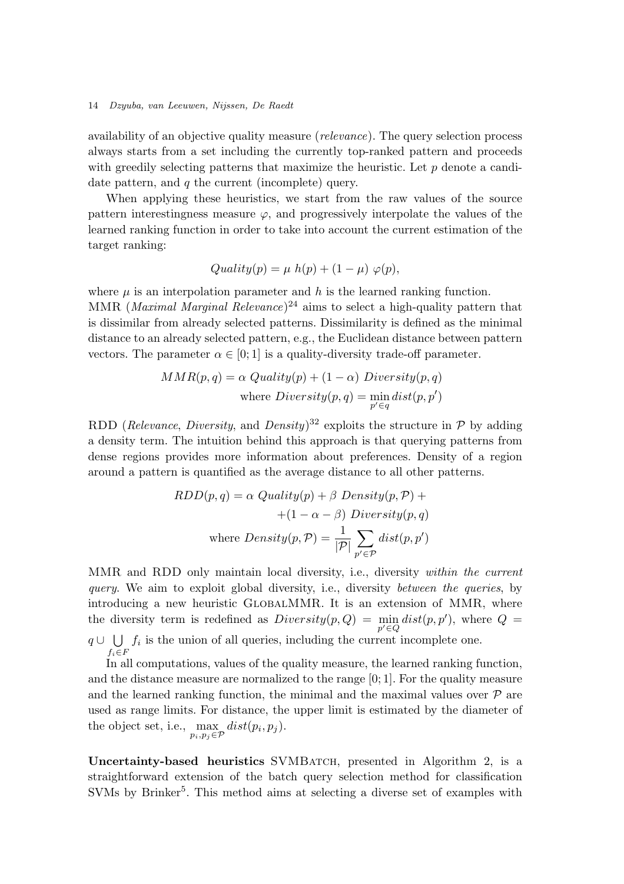availability of an objective quality measure (*relevance*). The query selection process always starts from a set including the currently top-ranked pattern and proceeds with greedily selecting patterns that maximize the heuristic. Let $p$ denote a candidate pattern, and $q$ the current (incomplete) query.

When applying these heuristics, we start from the raw values of the source pattern interestingness measure $\varphi$, and progressively interpolate the values of the learned ranking function in order to take into account the current estimation of the target ranking:

$$Quality(p) = \mu \; h(p) + (1 - \mu) \; \varphi(p),$$

where $\mu$ is an interpolation parameter and $h$ is the learned ranking function.
MMR (*Maximal Marginal Relevance*)[24] aims to select a high-quality pattern that is dissimilar from already selected patterns. Dissimilarity is defined as the minimal distance to an already selected pattern, e.g., the Euclidean distance between pattern vectors. The parameter $\alpha \in [0;1]$ is a quality-diversity trade-off parameter.

$$MMR(p, q) = \alpha \; Quality(p) + (1 - \alpha) \; Diversity(p, q)$$
$$\text{where } Diversity(p, q) = \min_{p' \in q} dist(p, p')$$

RDD (*Relevance*, *Diversity*, and *Density*)[32] exploits the structure in $\mathcal{P}$ by adding a density term. The intuition behind this approach is that querying patterns from dense regions provides more information about preferences. Density of a region around a pattern is quantified as the average distance to all other patterns.

$$RDD(p, q) = \alpha \; Quality(p) + \beta \; Density(p, \mathcal{P}) + $$
$$+ (1 - \alpha - \beta) \; Diversity(p, q)$$
$$\text{where } Density(p, \mathcal{P}) = \frac{1}{|\mathcal{P}|} \sum_{p' \in \mathcal{P}} dist(p, p')$$

MMR and RDD only maintain local diversity, i.e., diversity *within the current query*. We aim to exploit global diversity, i.e., diversity *between the queries*, by introducing a new heuristic GlobalMMR. It is an extension of MMR, where the diversity term is redefined as $Diversity(p, Q) = \min_{p' \in Q} dist(p, p')$, where $Q = q \cup \bigcup_{f_i \in F} f_i$ is the union of all queries, including the current incomplete one.

In all computations, values of the quality measure, the learned ranking function, and the distance measure are normalized to the range $[0;1]$. For the quality measure and the learned ranking function, the minimal and the maximal values over $\mathcal{P}$ are used as range limits. For distance, the upper limit is estimated by the diameter of the object set, i.e., $\max_{p_i, p_j \in \mathcal{P}} dist(p_i, p_j)$.

**Uncertainty-based heuristics** SVMBatch, presented in Algorithm 2, is a straightforward extension of the batch query selection method for classification SVMs by Brinker[5]. This method aims at selecting a diverse set of examples with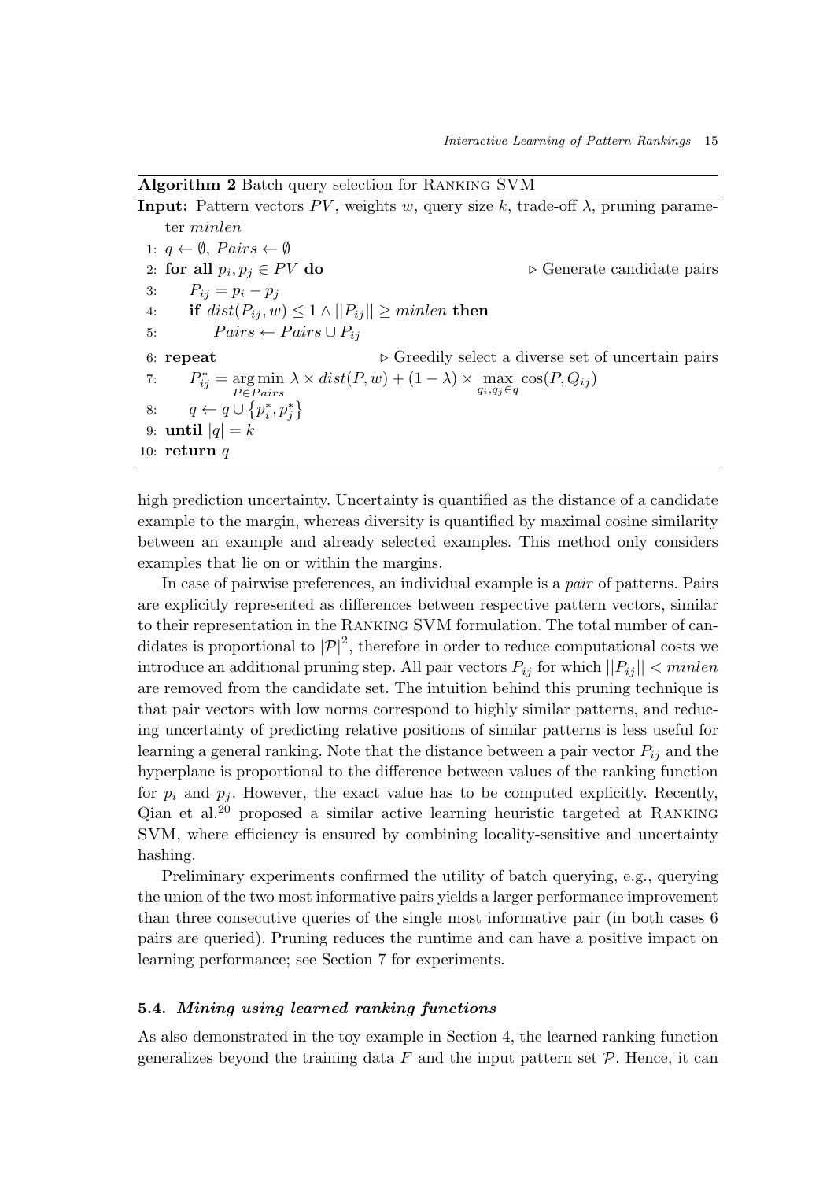**Algorithm 2** Batch query selection for Ranking SVM

**Input:** Pattern vectors $PV$, weights $w$, query size $k$, trade-off $\lambda$, pruning parameter $minlen$

```
1:  q ← ∅, Pairs ← ∅
2:  for all p_i, p_j ∈ PV do                          ▷ Generate candidate pairs
3:      P_ij = p_i − p_j
4:      if dist(P_ij, w) ≤ 1 ∧ ||P_ij|| ≥ minlen then
5:          Pairs ← Pairs ∪ P_ij
6:  repeat                    ▷ Greedily select a diverse set of uncertain pairs
7:      P*_ij = argmin_{P ∈ Pairs} λ × dist(P, w) + (1 − λ) × max_{q_i, q_j ∈ q} cos(P, Q_ij)
8:      q ← q ∪ {p*_i, p*_j}
9:  until |q| = k
10: return q
```

Line 7: $P_{ij}^* = \underset{P \in Pairs}{\arg\min}\; \lambda \times dist(P, w) + (1 - \lambda) \times \max_{q_i, q_j \in q} \cos(P, Q_{ij})$

Line 8: $q \leftarrow q \cup \{p_i^*, p_j^*\}$

high prediction uncertainty. Uncertainty is quantified as the distance of a candidate example to the margin, whereas diversity is quantified by maximal cosine similarity between an example and already selected examples. This method only considers examples that lie on or within the margins.

In case of pairwise preferences, an individual example is a *pair* of patterns. Pairs are explicitly represented as differences between respective pattern vectors, similar to their representation in the Ranking SVM formulation. The total number of candidates is proportional to $|\mathcal{P}|^2$, therefore in order to reduce computational costs we introduce an additional pruning step. All pair vectors $P_{ij}$ for which $||P_{ij}|| < minlen$ are removed from the candidate set. The intuition behind this pruning technique is that pair vectors with low norms correspond to highly similar patterns, and reducing uncertainty of predicting relative positions of similar patterns is less useful for learning a general ranking. Note that the distance between a pair vector $P_{ij}$ and the hyperplane is proportional to the difference between values of the ranking function for $p_i$ and $p_j$. However, the exact value has to be computed explicitly. Recently, Qian et al.[20] proposed a similar active learning heuristic targeted at Ranking SVM, where efficiency is ensured by combining locality-sensitive and uncertainty hashing.

Preliminary experiments confirmed the utility of batch querying, e.g., querying the union of the two most informative pairs yields a larger performance improvement than three consecutive queries of the single most informative pair (in both cases 6 pairs are queried). Pruning reduces the runtime and can have a positive impact on learning performance; see Section 7 for experiments.

### 5.4. *Mining using learned ranking functions*

As also demonstrated in the toy example in Section 4, the learned ranking function generalizes beyond the training data $F$ and the input pattern set $\mathcal{P}$. Hence, it can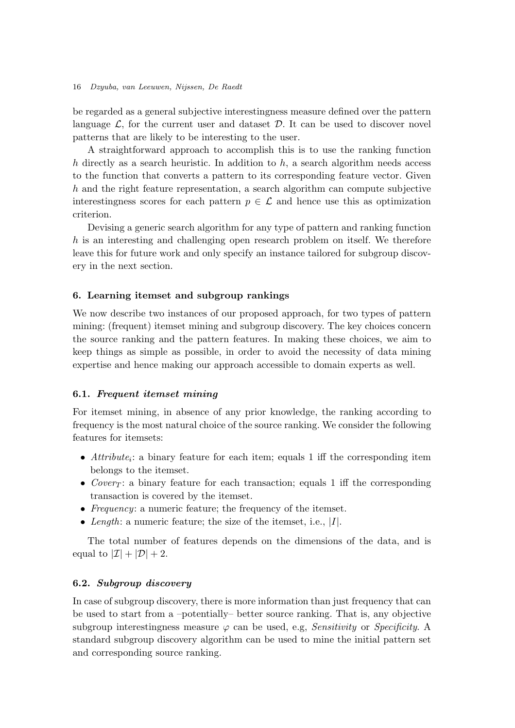be regarded as a general subjective interestingness measure defined over the pattern language $\mathcal{L}$, for the current user and dataset $\mathcal{D}$. It can be used to discover novel patterns that are likely to be interesting to the user.

A straightforward approach to accomplish this is to use the ranking function $h$ directly as a search heuristic. In addition to $h$, a search algorithm needs access to the function that converts a pattern to its corresponding feature vector. Given $h$ and the right feature representation, a search algorithm can compute subjective interestingness scores for each pattern $p \in \mathcal{L}$ and hence use this as optimization criterion.

Devising a generic search algorithm for any type of pattern and ranking function $h$ is an interesting and challenging open research problem on itself. We therefore leave this for future work and only specify an instance tailored for subgroup discovery in the next section.

## 6. Learning itemset and subgroup rankings

We now describe two instances of our proposed approach, for two types of pattern mining: (frequent) itemset mining and subgroup discovery. The key choices concern the source ranking and the pattern features. In making these choices, we aim to keep things as simple as possible, in order to avoid the necessity of data mining expertise and hence making our approach accessible to domain experts as well.

### 6.1. *Frequent itemset mining*

For itemset mining, in absence of any prior knowledge, the ranking according to frequency is the most natural choice of the source ranking. We consider the following features for itemsets:

- $Attribute_i$: a binary feature for each item; equals 1 iff the corresponding item belongs to the itemset.
- $Cover_T$: a binary feature for each transaction; equals 1 iff the corresponding transaction is covered by the itemset.
- *Frequency*: a numeric feature; the frequency of the itemset.
- *Length*: a numeric feature; the size of the itemset, i.e., $|I|$.

The total number of features depends on the dimensions of the data, and is equal to $|\mathcal{I}| + |\mathcal{D}| + 2$.

### 6.2. *Subgroup discovery*

In case of subgroup discovery, there is more information than just frequency that can be used to start from a –potentially– better source ranking. That is, any objective subgroup interestingness measure $\varphi$ can be used, e.g, *Sensitivity* or *Specificity*. A standard subgroup discovery algorithm can be used to mine the initial pattern set and corresponding source ranking.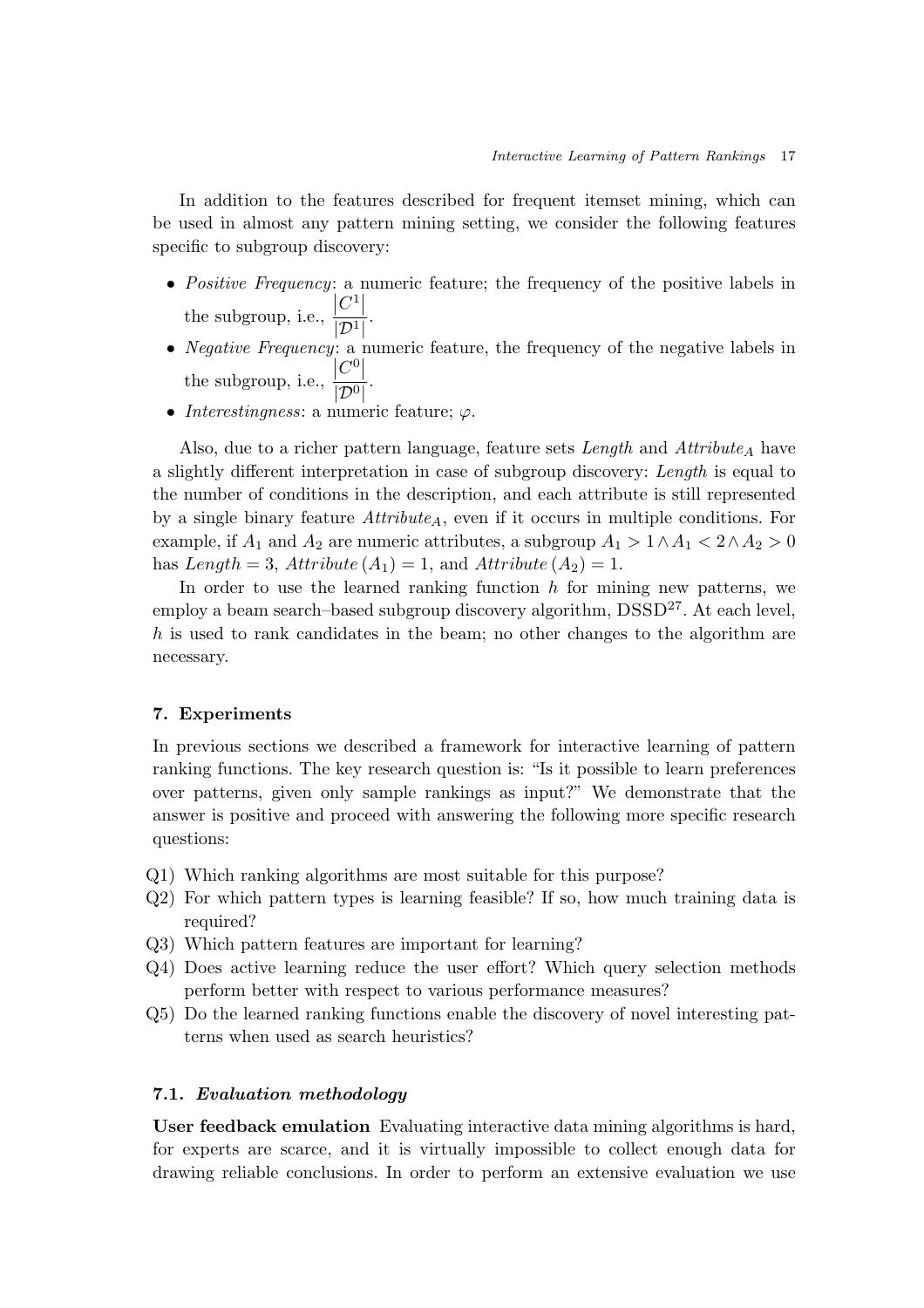In addition to the features described for frequent itemset mining, which can be used in almost any pattern mining setting, we consider the following features specific to subgroup discovery:

- *Positive Frequency*: a numeric feature; the frequency of the positive labels in the subgroup, i.e., $\dfrac{|C^1|}{|\mathcal{D}^1|}$.
- *Negative Frequency*: a numeric feature, the frequency of the negative labels in the subgroup, i.e., $\dfrac{|C^0|}{|\mathcal{D}^0|}$.
- *Interestingness*: a numeric feature; $\varphi$.

Also, due to a richer pattern language, feature sets *Length* and *Attribute*$_A$ have a slightly different interpretation in case of subgroup discovery: *Length* is equal to the number of conditions in the description, and each attribute is still represented by a single binary feature *Attribute*$_A$, even if it occurs in multiple conditions. For example, if $A_1$ and $A_2$ are numeric attributes, a subgroup $A_1 > 1 \wedge A_1 < 2 \wedge A_2 > 0$ has $Length = 3$, $Attribute\,(A_1) = 1$, and $Attribute\,(A_2) = 1$.

In order to use the learned ranking function $h$ for mining new patterns, we employ a beam search–based subgroup discovery algorithm, DSSD[27]. At each level, $h$ is used to rank candidates in the beam; no other changes to the algorithm are necessary.

## 7. Experiments

In previous sections we described a framework for interactive learning of pattern ranking functions. The key research question is: "Is it possible to learn preferences over patterns, given only sample rankings as input?" We demonstrate that the answer is positive and proceed with answering the following more specific research questions:

Q1) Which ranking algorithms are most suitable for this purpose?

Q2) For which pattern types is learning feasible? If so, how much training data is required?

Q3) Which pattern features are important for learning?

Q4) Does active learning reduce the user effort? Which query selection methods perform better with respect to various performance measures?

Q5) Do the learned ranking functions enable the discovery of novel interesting patterns when used as search heuristics?

### 7.1. *Evaluation methodology*

**User feedback emulation** Evaluating interactive data mining algorithms is hard, for experts are scarce, and it is virtually impossible to collect enough data for drawing reliable conclusions. In order to perform an extensive evaluation we use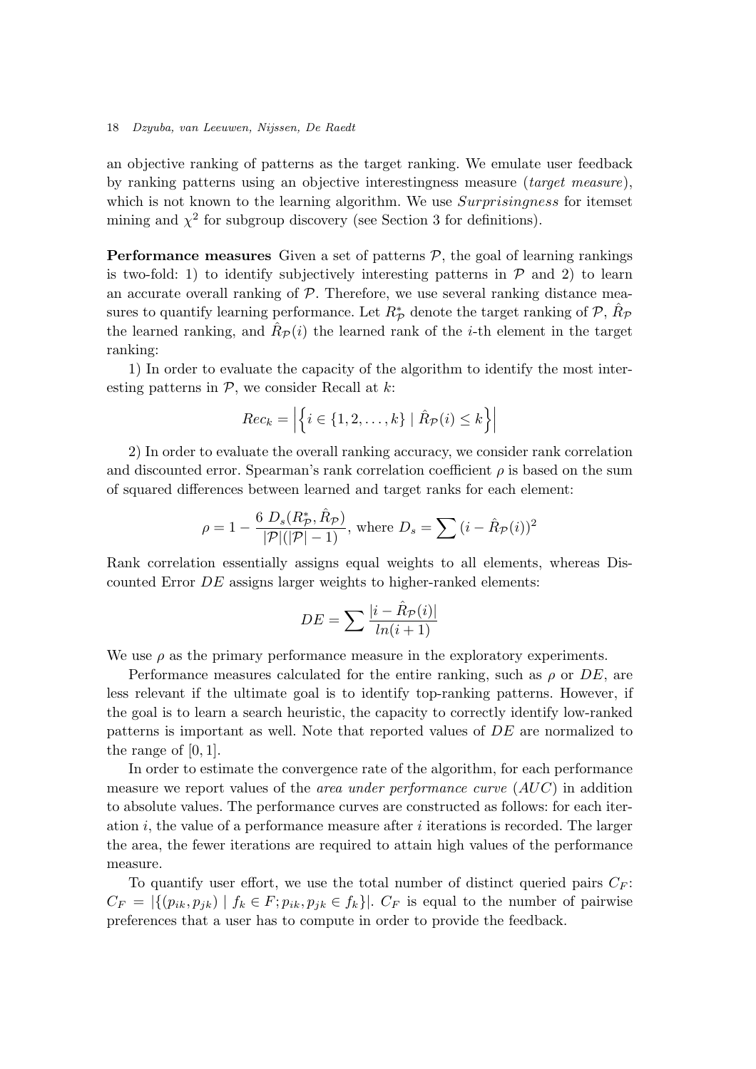an objective ranking of patterns as the target ranking. We emulate user feedback by ranking patterns using an objective interestingness measure (*target measure*), which is not known to the learning algorithm. We use *Surprisingness* for itemset mining and $\chi^2$ for subgroup discovery (see Section 3 for definitions).

**Performance measures** Given a set of patterns $\mathcal{P}$, the goal of learning rankings is two-fold: 1) to identify subjectively interesting patterns in $\mathcal{P}$ and 2) to learn an accurate overall ranking of $\mathcal{P}$. Therefore, we use several ranking distance measures to quantify learning performance. Let $R^*_{\mathcal{P}}$ denote the target ranking of $\mathcal{P}$, $\hat{R}_{\mathcal{P}}$ the learned ranking, and $\hat{R}_{\mathcal{P}}(i)$ the learned rank of the $i$-th element in the target ranking:

1) In order to evaluate the capacity of the algorithm to identify the most interesting patterns in $\mathcal{P}$, we consider Recall at $k$:

$$Rec_k = \left| \left\{ i \in \{1, 2, \ldots, k\} \mid \hat{R}_{\mathcal{P}}(i) \leq k \right\} \right|$$

2) In order to evaluate the overall ranking accuracy, we consider rank correlation and discounted error. Spearman's rank correlation coefficient $\rho$ is based on the sum of squared differences between learned and target ranks for each element:

$$\rho = 1 - \frac{6 \; D_s(R^*_{\mathcal{P}}, \hat{R}_{\mathcal{P}})}{|\mathcal{P}|(|\mathcal{P}| - 1)}, \text{ where } D_s = \sum (i - \hat{R}_{\mathcal{P}}(i))^2$$

Rank correlation essentially assigns equal weights to all elements, whereas Discounted Error $DE$ assigns larger weights to higher-ranked elements:

$$DE = \sum \frac{|i - \hat{R}_{\mathcal{P}}(i)|}{ln(i+1)}$$

We use $\rho$ as the primary performance measure in the exploratory experiments.

Performance measures calculated for the entire ranking, such as $\rho$ or $DE$, are less relevant if the ultimate goal is to identify top-ranking patterns. However, if the goal is to learn a search heuristic, the capacity to correctly identify low-ranked patterns is important as well. Note that reported values of $DE$ are normalized to the range of $[0, 1]$.

In order to estimate the convergence rate of the algorithm, for each performance measure we report values of the *area under performance curve* ($AUC$) in addition to absolute values. The performance curves are constructed as follows: for each iteration $i$, the value of a performance measure after $i$ iterations is recorded. The larger the area, the fewer iterations are required to attain high values of the performance measure.

To quantify user effort, we use the total number of distinct queried pairs $C_F$: $C_F = |\{(p_{ik}, p_{jk}) \mid f_k \in F; p_{ik}, p_{jk} \in f_k\}|$. $C_F$ is equal to the number of pairwise preferences that a user has to compute in order to provide the feedback.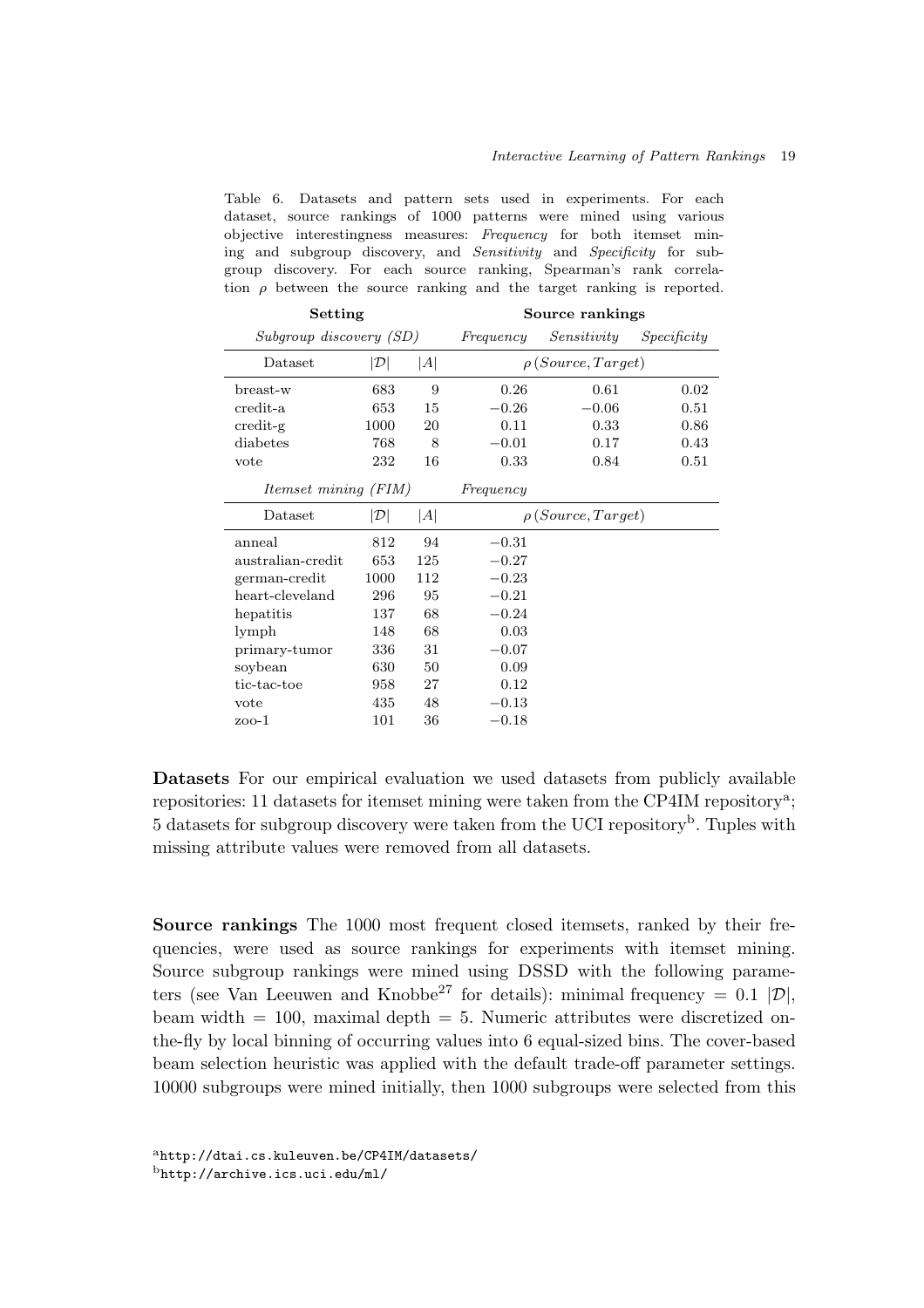Table 6. Datasets and pattern sets used in experiments. For each dataset, source rankings of 1000 patterns were mined using various objective interestingness measures: *Frequency* for both itemset mining and subgroup discovery, and *Sensitivity* and *Specificity* for subgroup discovery. For each source ranking, Spearman's rank correlation $\rho$ between the source ranking and the target ranking is reported.

| **Setting** | | | **Source rankings** | | |
|---|---|---|---|---|---|
| *Subgroup discovery (SD)* | | | *Frequency* | *Sensitivity* | *Specificity* |
| Dataset | $\lvert\mathcal{D}\rvert$ | $\lvert A\rvert$ | $\rho\,(Source, Target)$ | | |
| breast-w | 683 | 9 | 0.26 | 0.61 | 0.02 |
| credit-a | 653 | 15 | −0.26 | −0.06 | 0.51 |
| credit-g | 1000 | 20 | 0.11 | 0.33 | 0.86 |
| diabetes | 768 | 8 | −0.01 | 0.17 | 0.43 |
| vote | 232 | 16 | 0.33 | 0.84 | 0.51 |
| *Itemset mining (FIM)* | | | *Frequency* | | |
| Dataset | $\lvert\mathcal{D}\rvert$ | $\lvert A\rvert$ | $\rho\,(Source, Target)$ | | |
| anneal | 812 | 94 | −0.31 | | |
| australian-credit | 653 | 125 | −0.27 | | |
| german-credit | 1000 | 112 | −0.23 | | |
| heart-cleveland | 296 | 95 | −0.21 | | |
| hepatitis | 137 | 68 | −0.24 | | |
| lymph | 148 | 68 | 0.03 | | |
| primary-tumor | 336 | 31 | −0.07 | | |
| soybean | 630 | 50 | 0.09 | | |
| tic-tac-toe | 958 | 27 | 0.12 | | |
| vote | 435 | 48 | −0.13 | | |
| zoo-1 | 101 | 36 | −0.18 | | |

**Datasets** For our empirical evaluation we used datasets from publicly available repositories: 11 datasets for itemset mining were taken from the CP4IM repository[a]; 5 datasets for subgroup discovery were taken from the UCI repository[b]. Tuples with missing attribute values were removed from all datasets.

**Source rankings** The 1000 most frequent closed itemsets, ranked by their frequencies, were used as source rankings for experiments with itemset mining. Source subgroup rankings were mined using DSSD with the following parameters (see Van Leeuwen and Knobbe[27] for details): minimal frequency = $0.1\ |\mathcal{D}|$, beam width = 100, maximal depth = 5. Numeric attributes were discretized on-the-fly by local binning of occurring values into 6 equal-sized bins. The cover-based beam selection heuristic was applied with the default trade-off parameter settings. 10000 subgroups were mined initially, then 1000 subgroups were selected from this

[a]http://dtai.cs.kuleuven.be/CP4IM/datasets/
[b]http://archive.ics.uci.edu/ml/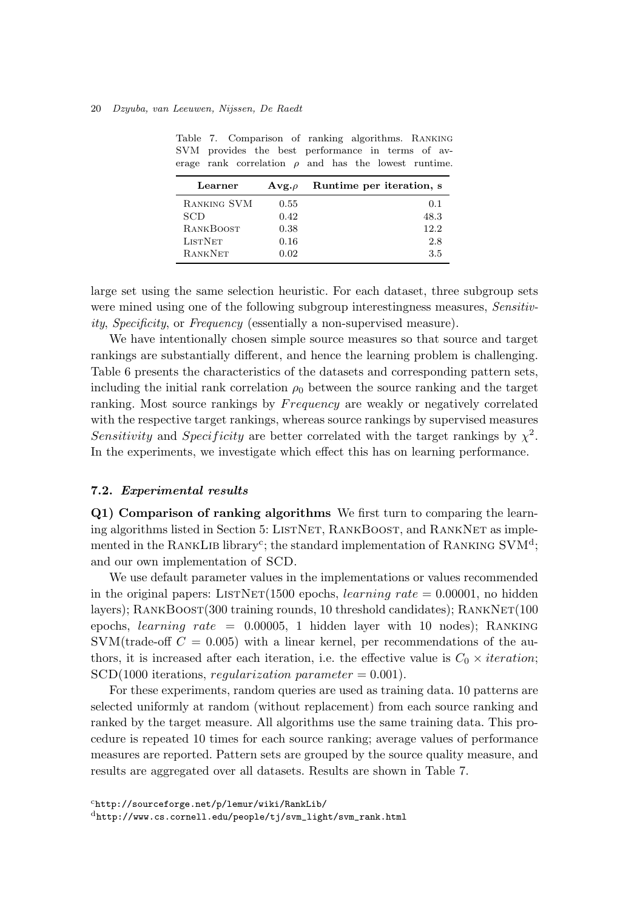Table 7. Comparison of ranking algorithms. Ranking SVM provides the best performance in terms of average rank correlation $\rho$ and has the lowest runtime.

| Learner | Avg.$\rho$ | Runtime per iteration, s |
|---|---|---|
| Ranking SVM | 0.55 | 0.1 |
| SCD | 0.42 | 48.3 |
| RankBoost | 0.38 | 12.2 |
| ListNet | 0.16 | 2.8 |
| RankNet | 0.02 | 3.5 |

large set using the same selection heuristic. For each dataset, three subgroup sets were mined using one of the following subgroup interestingness measures, *Sensitivity*, *Specificity*, or *Frequency* (essentially a non-supervised measure).

We have intentionally chosen simple source measures so that source and target rankings are substantially different, and hence the learning problem is challenging. Table 6 presents the characteristics of the datasets and corresponding pattern sets, including the initial rank correlation $\rho_0$ between the source ranking and the target ranking. Most source rankings by $Frequency$ are weakly or negatively correlated with the respective target rankings, whereas source rankings by supervised measures $Sensitivity$ and $Specificity$ are better correlated with the target rankings by $\chi^2$. In the experiments, we investigate which effect this has on learning performance.

### 7.2. *Experimental results*

**Q1) Comparison of ranking algorithms** We first turn to comparing the learning algorithms listed in Section 5: ListNet, RankBoost, and RankNet as implemented in the RankLib library[c]; the standard implementation of Ranking SVM[d]; and our own implementation of SCD.

We use default parameter values in the implementations or values recommended in the original papers: ListNet(1500 epochs, *learning rate* = 0.00001, no hidden layers); RankBoost(300 training rounds, 10 threshold candidates); RankNet(100 epochs, *learning rate* = 0.00005, 1 hidden layer with 10 nodes); Ranking SVM(trade-off $C = 0.005$) with a linear kernel, per recommendations of the authors, it is increased after each iteration, i.e. the effective value is $C_0 \times iteration$; SCD(1000 iterations, *regularization parameter* = 0.001).

For these experiments, random queries are used as training data. 10 patterns are selected uniformly at random (without replacement) from each source ranking and ranked by the target measure. All algorithms use the same training data. This procedure is repeated 10 times for each source ranking; average values of performance measures are reported. Pattern sets are grouped by the source quality measure, and results are aggregated over all datasets. Results are shown in Table 7.

[c] http://sourceforge.net/p/lemur/wiki/RankLib/
[d] http://www.cs.cornell.edu/people/tj/svm_light/svm_rank.html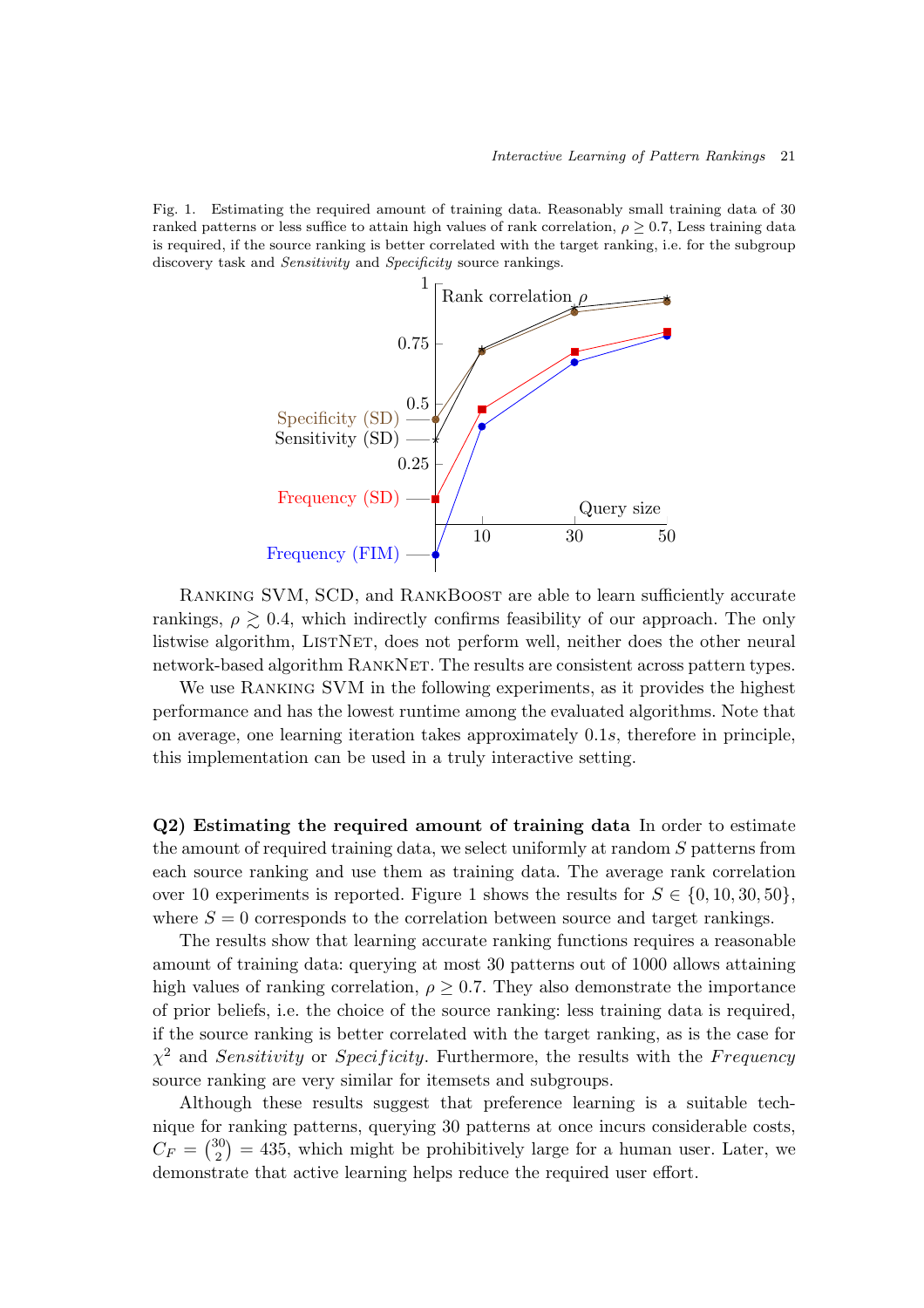Fig. 1. Estimating the required amount of training data. Reasonably small training data of 30 ranked patterns or less suffice to attain high values of rank correlation, $\rho \geq 0.7$, Less training data is required, if the source ranking is better correlated with the target ranking, i.e. for the subgroup discovery task and *Sensitivity* and *Specificity* source rankings.

1
Rank correlation $\rho$
0.75
0.5
0.25
Specificity (SD)
Sensitivity (SD)
Frequency (SD)
Frequency (FIM)
Query size
10
30
50

Ranking SVM, SCD, and RankBoost are able to learn sufficiently accurate rankings, $\rho \gtrsim 0.4$, which indirectly confirms feasibility of our approach. The only listwise algorithm, ListNet, does not perform well, neither does the other neural network-based algorithm RankNet. The results are consistent across pattern types.

We use Ranking SVM in the following experiments, as it provides the highest performance and has the lowest runtime among the evaluated algorithms. Note that on average, one learning iteration takes approximately $0.1s$, therefore in principle, this implementation can be used in a truly interactive setting.

**Q2) Estimating the required amount of training data** In order to estimate the amount of required training data, we select uniformly at random $S$ patterns from each source ranking and use them as training data. The average rank correlation over 10 experiments is reported. Figure 1 shows the results for $S \in \{0, 10, 30, 50\}$, where $S = 0$ corresponds to the correlation between source and target rankings.

The results show that learning accurate ranking functions requires a reasonable amount of training data: querying at most 30 patterns out of 1000 allows attaining high values of ranking correlation, $\rho \geq 0.7$. They also demonstrate the importance of prior beliefs, i.e. the choice of the source ranking: less training data is required, if the source ranking is better correlated with the target ranking, as is the case for $\chi^2$ and *Sensitivity* or *Specificity*. Furthermore, the results with the *Frequency* source ranking are very similar for itemsets and subgroups.

Although these results suggest that preference learning is a suitable technique for ranking patterns, querying 30 patterns at once incurs considerable costs, $C_F = \binom{30}{2} = 435$, which might be prohibitively large for a human user. Later, we demonstrate that active learning helps reduce the required user effort.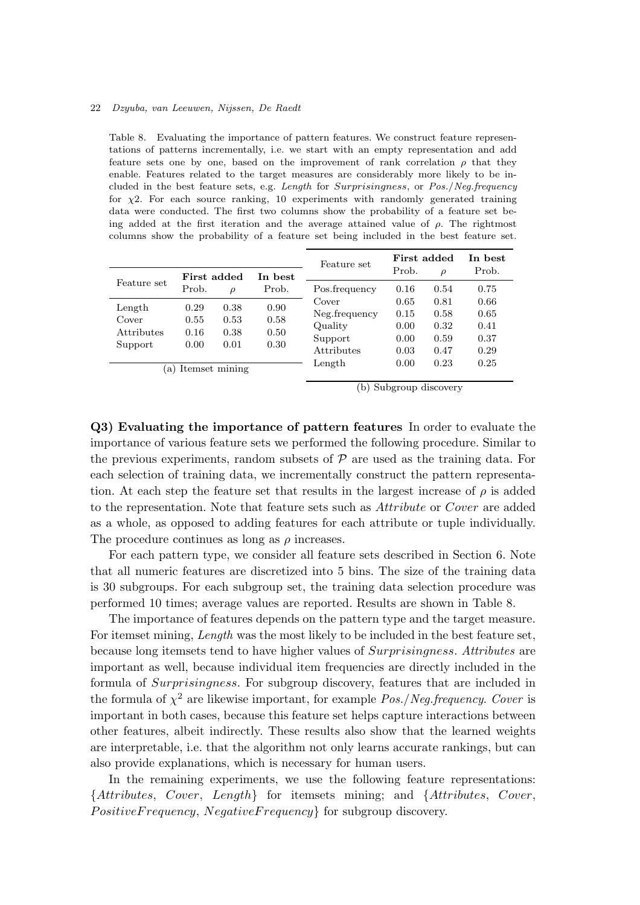Table 8. Evaluating the importance of pattern features. We construct feature representations of patterns incrementally, i.e. we start with an empty representation and add feature sets one by one, based on the improvement of rank correlation $\rho$ that they enable. Features related to the target measures are considerably more likely to be included in the best feature sets, e.g. *Length* for *Surprisingness*, or *Pos./Neg.frequency* for $\chi 2$. For each source ranking, 10 experiments with randomly generated training data were conducted. The first two columns show the probability of a feature set being added at the first iteration and the average attained value of $\rho$. The rightmost columns show the probability of a feature set being included in the best feature set.

| Feature set | First added | | In best |
|---|---|---|---|
| | Prob. | $\rho$ | Prob. |
| Length | 0.29 | 0.38 | 0.90 |
| Cover | 0.55 | 0.53 | 0.58 |
| Attributes | 0.16 | 0.38 | 0.50 |
| Support | 0.00 | 0.01 | 0.30 |

(a) Itemset mining

| Feature set | First added | | In best |
|---|---|---|---|
| | Prob. | $\rho$ | Prob. |
| Pos.frequency | 0.16 | 0.54 | 0.75 |
| Cover | 0.65 | 0.81 | 0.66 |
| Neg.frequency | 0.15 | 0.58 | 0.65 |
| Quality | 0.00 | 0.32 | 0.41 |
| Support | 0.00 | 0.59 | 0.37 |
| Attributes | 0.03 | 0.47 | 0.29 |
| Length | 0.00 | 0.23 | 0.25 |

(b) Subgroup discovery

**Q3) Evaluating the importance of pattern features** In order to evaluate the importance of various feature sets we performed the following procedure. Similar to the previous experiments, random subsets of $\mathcal{P}$ are used as the training data. For each selection of training data, we incrementally construct the pattern representation. At each step the feature set that results in the largest increase of $\rho$ is added to the representation. Note that feature sets such as *Attribute* or *Cover* are added as a whole, as opposed to adding features for each attribute or tuple individually. The procedure continues as long as $\rho$ increases.

For each pattern type, we consider all feature sets described in Section 6. Note that all numeric features are discretized into 5 bins. The size of the training data is 30 subgroups. For each subgroup set, the training data selection procedure was performed 10 times; average values are reported. Results are shown in Table 8.

The importance of features depends on the pattern type and the target measure. For itemset mining, *Length* was the most likely to be included in the best feature set, because long itemsets tend to have higher values of *Surprisingness*. *Attributes* are important as well, because individual item frequencies are directly included in the formula of *Surprisingness*. For subgroup discovery, features that are included in the formula of $\chi^2$ are likewise important, for example *Pos./Neg.frequency*. *Cover* is important in both cases, because this feature set helps capture interactions between other features, albeit indirectly. These results also show that the learned weights are interpretable, i.e. that the algorithm not only learns accurate rankings, but can also provide explanations, which is necessary for human users.

In the remaining experiments, we use the following feature representations: {*Attributes*, *Cover*, *Length*} for itemsets mining; and {*Attributes*, *Cover*, *PositiveFrequency*, *NegativeFrequency*} for subgroup discovery.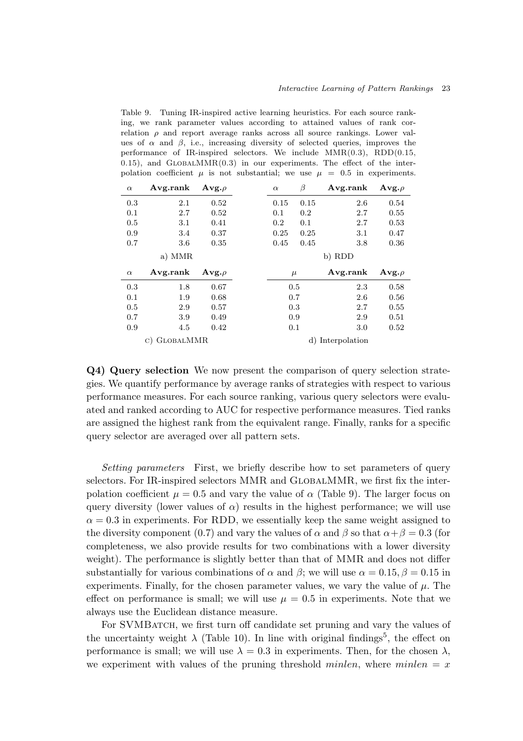Table 9. Tuning IR-inspired active learning heuristics. For each source ranking, we rank parameter values according to attained values of rank correlation $\rho$ and report average ranks across all source rankings. Lower values of $\alpha$ and $\beta$, i.e., increasing diversity of selected queries, improves the performance of IR-inspired selectors. We include MMR(0.3), RDD(0.15, 0.15), and GlobalMMR(0.3) in our experiments. The effect of the interpolation coefficient $\mu$ is not substantial; we use $\mu = 0.5$ in experiments.

a) MMR

| $\alpha$ | **Avg.rank** | **Avg.$\rho$** |
|---|---|---|
| 0.3 | 2.1 | 0.52 |
| 0.1 | 2.7 | 0.52 |
| 0.5 | 3.1 | 0.41 |
| 0.9 | 3.4 | 0.37 |
| 0.7 | 3.6 | 0.35 |

b) RDD

| $\alpha$ | $\beta$ | **Avg.rank** | **Avg.$\rho$** |
|---|---|---|---|
| 0.15 | 0.15 | 2.6 | 0.54 |
| 0.1 | 0.2 | 2.7 | 0.55 |
| 0.2 | 0.1 | 2.7 | 0.53 |
| 0.25 | 0.25 | 3.1 | 0.47 |
| 0.45 | 0.45 | 3.8 | 0.36 |

c) GlobalMMR

| $\alpha$ | **Avg.rank** | **Avg.$\rho$** |
|---|---|---|
| 0.3 | 1.8 | 0.67 |
| 0.1 | 1.9 | 0.68 |
| 0.5 | 2.9 | 0.57 |
| 0.7 | 3.9 | 0.49 |
| 0.9 | 4.5 | 0.42 |

d) Interpolation

| $\mu$ | **Avg.rank** | **Avg.$\rho$** |
|---|---|---|
| 0.5 | 2.3 | 0.58 |
| 0.7 | 2.6 | 0.56 |
| 0.3 | 2.7 | 0.55 |
| 0.9 | 2.9 | 0.51 |
| 0.1 | 3.0 | 0.52 |

**Q4) Query selection** We now present the comparison of query selection strategies. We quantify performance by average ranks of strategies with respect to various performance measures. For each source ranking, various query selectors were evaluated and ranked according to AUC for respective performance measures. Tied ranks are assigned the highest rank from the equivalent range. Finally, ranks for a specific query selector are averaged over all pattern sets.

*Setting parameters* First, we briefly describe how to set parameters of query selectors. For IR-inspired selectors MMR and GlobalMMR, we first fix the interpolation coefficient $\mu = 0.5$ and vary the value of $\alpha$ (Table 9). The larger focus on query diversity (lower values of $\alpha$) results in the highest performance; we will use $\alpha = 0.3$ in experiments. For RDD, we essentially keep the same weight assigned to the diversity component (0.7) and vary the values of $\alpha$ and $\beta$ so that $\alpha + \beta = 0.3$ (for completeness, we also provide results for two combinations with a lower diversity weight). The performance is slightly better than that of MMR and does not differ substantially for various combinations of $\alpha$ and $\beta$; we will use $\alpha = 0.15, \beta = 0.15$ in experiments. Finally, for the chosen parameter values, we vary the value of $\mu$. The effect on performance is small; we will use $\mu = 0.5$ in experiments. Note that we always use the Euclidean distance measure.

For SVMBatch, we first turn off candidate set pruning and vary the values of the uncertainty weight $\lambda$ (Table 10). In line with original findings[5], the effect on performance is small; we will use $\lambda = 0.3$ in experiments. Then, for the chosen $\lambda$, we experiment with values of the pruning threshold *minlen*, where *minlen* $= x$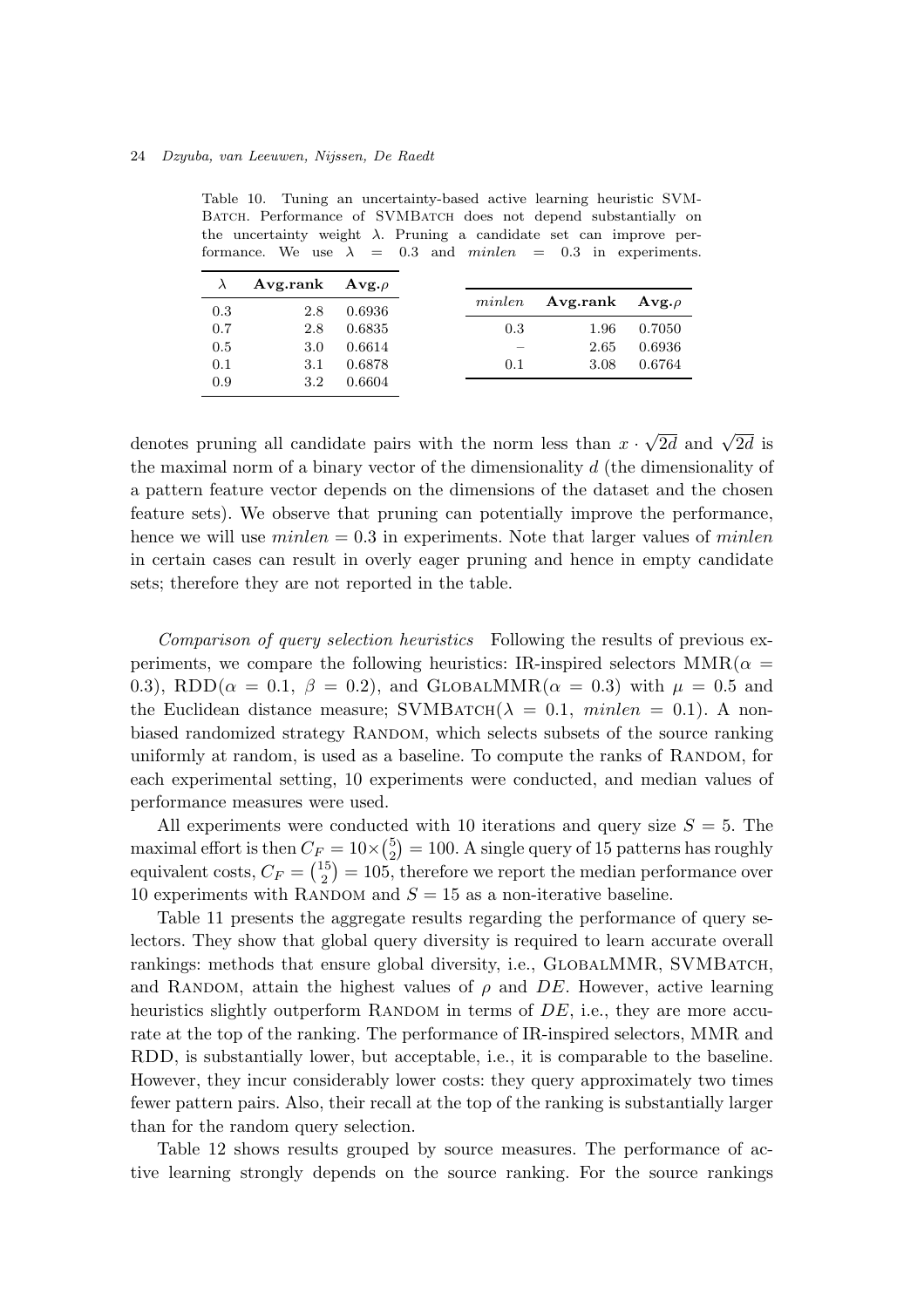Table 10. Tuning an uncertainty-based active learning heuristic SVMBatch. Performance of SVMBatch does not depend substantially on the uncertainty weight $\lambda$. Pruning a candidate set can improve performance. We use $\lambda = 0.3$ and $minlen = 0.3$ in experiments.

| $\lambda$ | **Avg.rank** | **Avg.$\rho$** |
|---|---|---|
| 0.3 | 2.8 | 0.6936 |
| 0.7 | 2.8 | 0.6835 |
| 0.5 | 3.0 | 0.6614 |
| 0.1 | 3.1 | 0.6878 |
| 0.9 | 3.2 | 0.6604 |

| $minlen$ | **Avg.rank** | **Avg.$\rho$** |
|---|---|---|
| 0.3 | 1.96 | 0.7050 |
| – | 2.65 | 0.6936 |
| 0.1 | 3.08 | 0.6764 |

denotes pruning all candidate pairs with the norm less than $x \cdot \sqrt{2d}$ and $\sqrt{2d}$ is the maximal norm of a binary vector of the dimensionality $d$ (the dimensionality of a pattern feature vector depends on the dimensions of the dataset and the chosen feature sets). We observe that pruning can potentially improve the performance, hence we will use $minlen = 0.3$ in experiments. Note that larger values of $minlen$ in certain cases can result in overly eager pruning and hence in empty candidate sets; therefore they are not reported in the table.

*Comparison of query selection heuristics* Following the results of previous experiments, we compare the following heuristics: IR-inspired selectors MMR($\alpha = 0.3$), RDD($\alpha = 0.1$, $\beta = 0.2$), and GlobalMMR($\alpha = 0.3$) with $\mu = 0.5$ and the Euclidean distance measure; SVMBatch($\lambda = 0.1$, $minlen = 0.1$). A non-biased randomized strategy Random, which selects subsets of the source ranking uniformly at random, is used as a baseline. To compute the ranks of Random, for each experimental setting, 10 experiments were conducted, and median values of performance measures were used.

All experiments were conducted with 10 iterations and query size $S = 5$. The maximal effort is then $C_F = 10 \times \binom{5}{2} = 100$. A single query of 15 patterns has roughly equivalent costs, $C_F = \binom{15}{2} = 105$, therefore we report the median performance over 10 experiments with Random and $S = 15$ as a non-iterative baseline.

Table 11 presents the aggregate results regarding the performance of query selectors. They show that global query diversity is required to learn accurate overall rankings: methods that ensure global diversity, i.e., GlobalMMR, SVMBatch, and Random, attain the highest values of $\rho$ and $DE$. However, active learning heuristics slightly outperform Random in terms of $DE$, i.e., they are more accurate at the top of the ranking. The performance of IR-inspired selectors, MMR and RDD, is substantially lower, but acceptable, i.e., it is comparable to the baseline. However, they incur considerably lower costs: they query approximately two times fewer pattern pairs. Also, their recall at the top of the ranking is substantially larger than for the random query selection.

Table 12 shows results grouped by source measures. The performance of active learning strongly depends on the source ranking. For the source rankings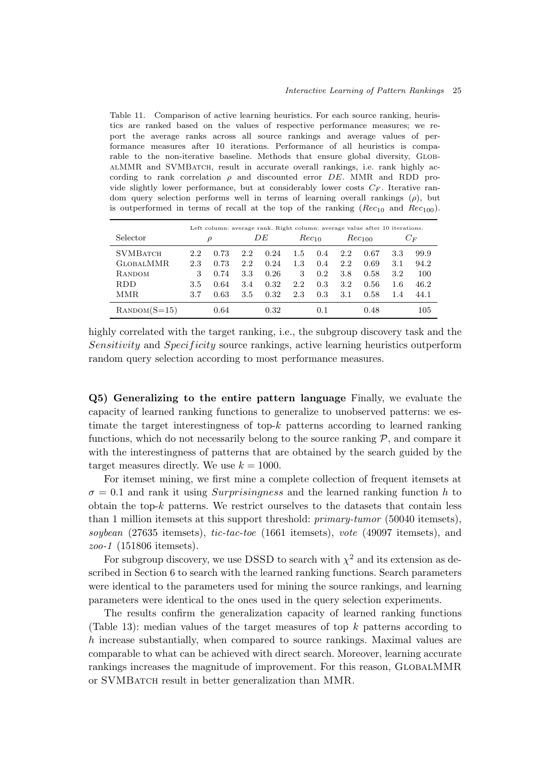Table 11. Comparison of active learning heuristics. For each source ranking, heuristics are ranked based on the values of respective performance measures; we report the average ranks across all source rankings and average values of performance measures after 10 iterations. Performance of all heuristics is comparable to the non-iterative baseline. Methods that ensure global diversity, GlobalMMR and SVMBatch, result in accurate overall rankings, i.e. rank highly according to rank correlation $\rho$ and discounted error $DE$. MMR and RDD provide slightly lower performance, but at considerably lower costs $C_F$. Iterative random query selection performs well in terms of learning overall rankings ($\rho$), but is outperformed in terms of recall at the top of the ranking ($Rec_{10}$ and $Rec_{100}$).

| | Left column: average rank. Right column: average value after 10 iterations. | | | | | | | | | |
|---|---|---|---|---|---|---|---|---|---|---|
| Selector | $\rho$ | | $DE$ | | $Rec_{10}$ | | $Rec_{100}$ | | $C_F$ | |
| SVMBatch | 2.2 | 0.73 | 2.2 | 0.24 | 1.5 | 0.4 | 2.2 | 0.67 | 3.3 | 99.9 |
| GlobalMMR | 2.3 | 0.73 | 2.2 | 0.24 | 1.3 | 0.4 | 2.2 | 0.69 | 3.1 | 94.2 |
| Random | 3 | 0.74 | 3.3 | 0.26 | 3 | 0.2 | 3.8 | 0.58 | 3.2 | 100 |
| RDD | 3.5 | 0.64 | 3.4 | 0.32 | 2.2 | 0.3 | 3.2 | 0.56 | 1.6 | 46.2 |
| MMR | 3.7 | 0.63 | 3.5 | 0.32 | 2.3 | 0.3 | 3.1 | 0.58 | 1.4 | 44.1 |
| Random(S=15) | | 0.64 | | 0.32 | | 0.1 | | 0.48 | | 105 |

highly correlated with the target ranking, i.e., the subgroup discovery task and the *Sensitivity* and *Specificity* source rankings, active learning heuristics outperform random query selection according to most performance measures.

**Q5) Generalizing to the entire pattern language** Finally, we evaluate the capacity of learned ranking functions to generalize to unobserved patterns: we estimate the target interestingness of top-$k$ patterns according to learned ranking functions, which do not necessarily belong to the source ranking $\mathcal{P}$, and compare it with the interestingness of patterns that are obtained by the search guided by the target measures directly. We use $k = 1000$.

For itemset mining, we first mine a complete collection of frequent itemsets at $\sigma = 0.1$ and rank it using *Surprisingness* and the learned ranking function $h$ to obtain the top-$k$ patterns. We restrict ourselves to the datasets that contain less than 1 million itemsets at this support threshold: *primary-tumor* (50040 itemsets), *soybean* (27635 itemsets), *tic-tac-toe* (1661 itemsets), *vote* (49097 itemsets), and *zoo-1* (151806 itemsets).

For subgroup discovery, we use DSSD to search with $\chi^2$ and its extension as described in Section 6 to search with the learned ranking functions. Search parameters were identical to the parameters used for mining the source rankings, and learning parameters were identical to the ones used in the query selection experiments.

The results confirm the generalization capacity of learned ranking functions (Table 13): median values of the target measures of top $k$ patterns according to $h$ increase substantially, when compared to source rankings. Maximal values are comparable to what can be achieved with direct search. Moreover, learning accurate rankings increases the magnitude of improvement. For this reason, GlobalMMR or SVMBatch result in better generalization than MMR.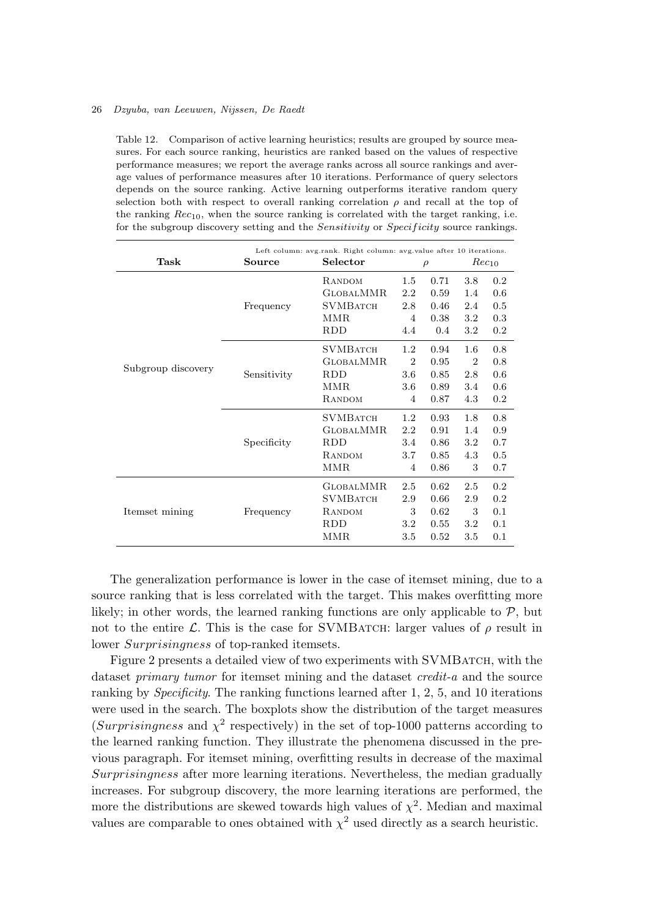Table 12. Comparison of active learning heuristics; results are grouped by source measures. For each source ranking, heuristics are ranked based on the values of respective performance measures; we report the average ranks across all source rankings and average values of performance measures after 10 iterations. Performance of query selectors depends on the source ranking. Active learning outperforms iterative random query selection both with respect to overall ranking correlation $\rho$ and recall at the top of the ranking $Rec_{10}$, when the source ranking is correlated with the target ranking, i.e. for the subgroup discovery setting and the *Sensitivity* or *Specificity* source rankings.

| | | | Left column: avg.rank. Right column: avg.value after 10 iterations. | | | |
|---|---|---|---|---|---|---|
| **Task** | **Source** | **Selector** | $\rho$ | | $Rec_{10}$ | |
| Subgroup discovery | Frequency | Random | 1.5 | 0.71 | 3.8 | 0.2 |
| | | GlobalMMR | 2.2 | 0.59 | 1.4 | 0.6 |
| | | SVMBatch | 2.8 | 0.46 | 2.4 | 0.5 |
| | | MMR | 4 | 0.38 | 3.2 | 0.3 |
| | | RDD | 4.4 | 0.4 | 3.2 | 0.2 |
| | Sensitivity | SVMBatch | 1.2 | 0.94 | 1.6 | 0.8 |
| | | GlobalMMR | 2 | 0.95 | 2 | 0.8 |
| | | RDD | 3.6 | 0.85 | 2.8 | 0.6 |
| | | MMR | 3.6 | 0.89 | 3.4 | 0.6 |
| | | Random | 4 | 0.87 | 4.3 | 0.2 |
| | Specificity | SVMBatch | 1.2 | 0.93 | 1.8 | 0.8 |
| | | GlobalMMR | 2.2 | 0.91 | 1.4 | 0.9 |
| | | RDD | 3.4 | 0.86 | 3.2 | 0.7 |
| | | Random | 3.7 | 0.85 | 4.3 | 0.5 |
| | | MMR | 4 | 0.86 | 3 | 0.7 |
| Itemset mining | Frequency | GlobalMMR | 2.5 | 0.62 | 2.5 | 0.2 |
| | | SVMBatch | 2.9 | 0.66 | 2.9 | 0.2 |
| | | Random | 3 | 0.62 | 3 | 0.1 |
| | | RDD | 3.2 | 0.55 | 3.2 | 0.1 |
| | | MMR | 3.5 | 0.52 | 3.5 | 0.1 |

The generalization performance is lower in the case of itemset mining, due to a source ranking that is less correlated with the target. This makes overfitting more likely; in other words, the learned ranking functions are only applicable to $\mathcal{P}$, but not to the entire $\mathcal{L}$. This is the case for SVMBatch: larger values of $\rho$ result in lower *Surprisingness* of top-ranked itemsets.

Figure 2 presents a detailed view of two experiments with SVMBatch, with the dataset *primary tumor* for itemset mining and the dataset *credit-a* and the source ranking by *Specificity*. The ranking functions learned after 1, 2, 5, and 10 iterations were used in the search. The boxplots show the distribution of the target measures (*Surprisingness* and $\chi^2$ respectively) in the set of top-1000 patterns according to the learned ranking function. They illustrate the phenomena discussed in the previous paragraph. For itemset mining, overfitting results in decrease of the maximal *Surprisingness* after more learning iterations. Nevertheless, the median gradually increases. For subgroup discovery, the more learning iterations are performed, the more the distributions are skewed towards high values of $\chi^2$. Median and maximal values are comparable to ones obtained with $\chi^2$ used directly as a search heuristic.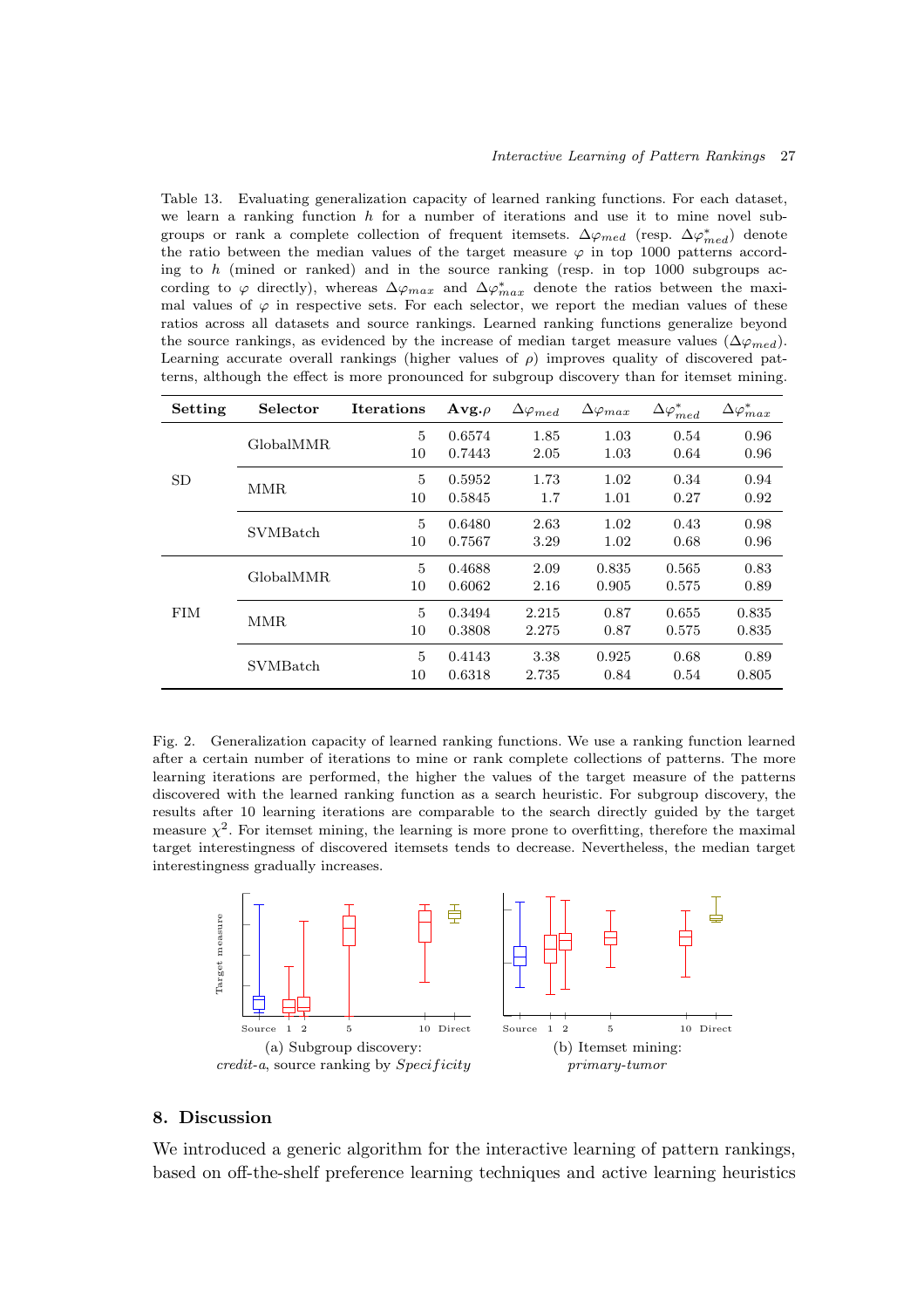Table 13. Evaluating generalization capacity of learned ranking functions. For each dataset, we learn a ranking function $h$ for a number of iterations and use it to mine novel subgroups or rank a complete collection of frequent itemsets. $\Delta\varphi_{med}$ (resp. $\Delta\varphi^*_{med}$) denote the ratio between the median values of the target measure $\varphi$ in top 1000 patterns according to $h$ (mined or ranked) and in the source ranking (resp. in top 1000 subgroups according to $\varphi$ directly), whereas $\Delta\varphi_{max}$ and $\Delta\varphi^*_{max}$ denote the ratios between the maximal values of $\varphi$ in respective sets. For each selector, we report the median values of these ratios across all datasets and source rankings. Learned ranking functions generalize beyond the source rankings, as evidenced by the increase of median target measure values ($\Delta\varphi_{med}$). Learning accurate overall rankings (higher values of $\rho$) improves quality of discovered patterns, although the effect is more pronounced for subgroup discovery than for itemset mining.

| **Setting** | **Selector** | **Iterations** | **Avg.$\rho$** | $\Delta\varphi_{med}$ | $\Delta\varphi_{max}$ | $\Delta\varphi^*_{med}$ | $\Delta\varphi^*_{max}$ |
|---|---|---|---|---|---|---|---|
| SD | GlobalMMR | 5 | 0.6574 | 1.85 | 1.03 | 0.54 | 0.96 |
| | | 10 | 0.7443 | 2.05 | 1.03 | 0.64 | 0.96 |
| | MMR | 5 | 0.5952 | 1.73 | 1.02 | 0.34 | 0.94 |
| | | 10 | 0.5845 | 1.7 | 1.01 | 0.27 | 0.92 |
| | SVMBatch | 5 | 0.6480 | 2.63 | 1.02 | 0.43 | 0.98 |
| | | 10 | 0.7567 | 3.29 | 1.02 | 0.68 | 0.96 |
| FIM | GlobalMMR | 5 | 0.4688 | 2.09 | 0.835 | 0.565 | 0.83 |
| | | 10 | 0.6062 | 2.16 | 0.905 | 0.575 | 0.89 |
| | MMR | 5 | 0.3494 | 2.215 | 0.87 | 0.655 | 0.835 |
| | | 10 | 0.3808 | 2.275 | 0.87 | 0.575 | 0.835 |
| | SVMBatch | 5 | 0.4143 | 3.38 | 0.925 | 0.68 | 0.89 |
| | | 10 | 0.6318 | 2.735 | 0.84 | 0.54 | 0.805 |

Fig. 2. Generalization capacity of learned ranking functions. We use a ranking function learned after a certain number of iterations to mine or rank complete collections of patterns. The more learning iterations are performed, the higher the values of the target measure of the patterns discovered with the learned ranking function as a search heuristic. For subgroup discovery, the results after 10 learning iterations are comparable to the search directly guided by the target measure $\chi^2$. For itemset mining, the learning is more prone to overfitting, therefore the maximal target interestingness of discovered itemsets tends to decrease. Nevertheless, the median target interestingness gradually increases.

Target measure

Source 1 2 5 10 Direct

(a) Subgroup discovery: *credit-a*, source ranking by *Specificity*

Source 1 2 5 10 Direct

(b) Itemset mining: *primary-tumor*

## 8. Discussion

We introduced a generic algorithm for the interactive learning of pattern rankings, based on off-the-shelf preference learning techniques and active learning heuristics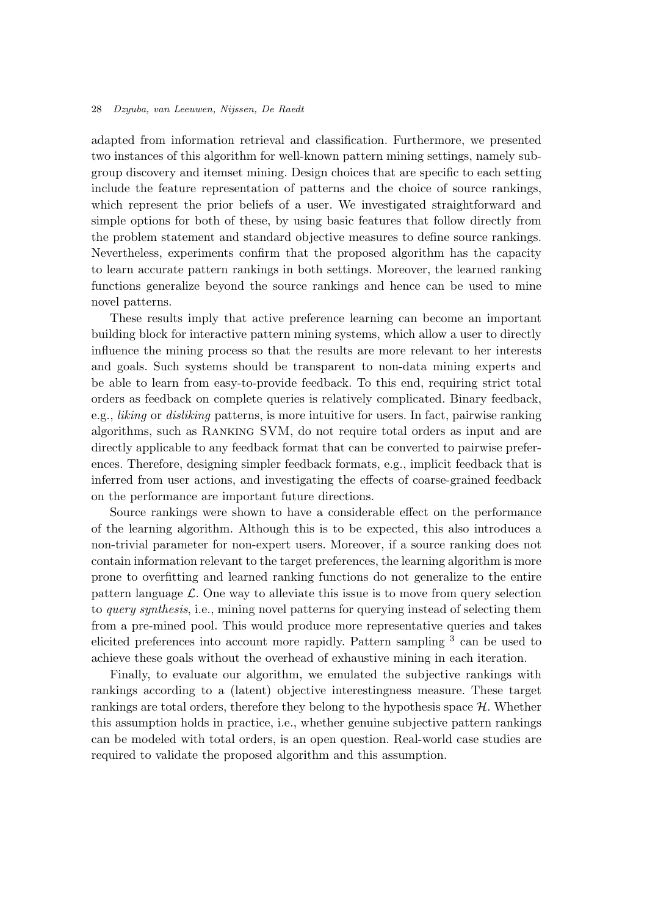adapted from information retrieval and classification. Furthermore, we presented two instances of this algorithm for well-known pattern mining settings, namely subgroup discovery and itemset mining. Design choices that are specific to each setting include the feature representation of patterns and the choice of source rankings, which represent the prior beliefs of a user. We investigated straightforward and simple options for both of these, by using basic features that follow directly from the problem statement and standard objective measures to define source rankings. Nevertheless, experiments confirm that the proposed algorithm has the capacity to learn accurate pattern rankings in both settings. Moreover, the learned ranking functions generalize beyond the source rankings and hence can be used to mine novel patterns.

These results imply that active preference learning can become an important building block for interactive pattern mining systems, which allow a user to directly influence the mining process so that the results are more relevant to her interests and goals. Such systems should be transparent to non-data mining experts and be able to learn from easy-to-provide feedback. To this end, requiring strict total orders as feedback on complete queries is relatively complicated. Binary feedback, e.g., *liking* or *disliking* patterns, is more intuitive for users. In fact, pairwise ranking algorithms, such as Ranking SVM, do not require total orders as input and are directly applicable to any feedback format that can be converted to pairwise preferences. Therefore, designing simpler feedback formats, e.g., implicit feedback that is inferred from user actions, and investigating the effects of coarse-grained feedback on the performance are important future directions.

Source rankings were shown to have a considerable effect on the performance of the learning algorithm. Although this is to be expected, this also introduces a non-trivial parameter for non-expert users. Moreover, if a source ranking does not contain information relevant to the target preferences, the learning algorithm is more prone to overfitting and learned ranking functions do not generalize to the entire pattern language $\mathcal{L}$. One way to alleviate this issue is to move from query selection to *query synthesis*, i.e., mining novel patterns for querying instead of selecting them from a pre-mined pool. This would produce more representative queries and takes elicited preferences into account more rapidly. Pattern sampling [3] can be used to achieve these goals without the overhead of exhaustive mining in each iteration.

Finally, to evaluate our algorithm, we emulated the subjective rankings with rankings according to a (latent) objective interestingness measure. These target rankings are total orders, therefore they belong to the hypothesis space $\mathcal{H}$. Whether this assumption holds in practice, i.e., whether genuine subjective pattern rankings can be modeled with total orders, is an open question. Real-world case studies are required to validate the proposed algorithm and this assumption.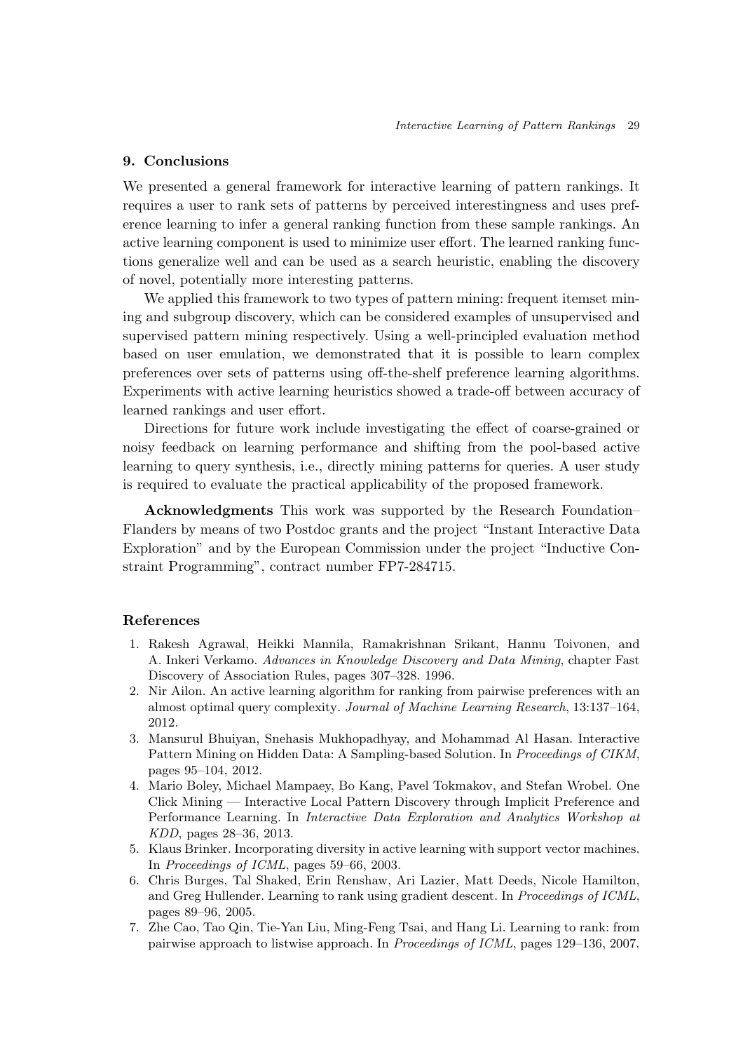## 9. Conclusions

We presented a general framework for interactive learning of pattern rankings. It requires a user to rank sets of patterns by perceived interestingness and uses preference learning to infer a general ranking function from these sample rankings. An active learning component is used to minimize user effort. The learned ranking functions generalize well and can be used as a search heuristic, enabling the discovery of novel, potentially more interesting patterns.

We applied this framework to two types of pattern mining: frequent itemset mining and subgroup discovery, which can be considered examples of unsupervised and supervised pattern mining respectively. Using a well-principled evaluation method based on user emulation, we demonstrated that it is possible to learn complex preferences over sets of patterns using off-the-shelf preference learning algorithms. Experiments with active learning heuristics showed a trade-off between accuracy of learned rankings and user effort.

Directions for future work include investigating the effect of coarse-grained or noisy feedback on learning performance and shifting from the pool-based active learning to query synthesis, i.e., directly mining patterns for queries. A user study is required to evaluate the practical applicability of the proposed framework.

**Acknowledgments** This work was supported by the Research Foundation–Flanders by means of two Postdoc grants and the project "Instant Interactive Data Exploration" and by the European Commission under the project "Inductive Constraint Programming", contract number FP7-284715.

### References

1. Rakesh Agrawal, Heikki Mannila, Ramakrishnan Srikant, Hannu Toivonen, and A. Inkeri Verkamo. *Advances in Knowledge Discovery and Data Mining*, chapter Fast Discovery of Association Rules, pages 307–328. 1996.
2. Nir Ailon. An active learning algorithm for ranking from pairwise preferences with an almost optimal query complexity. *Journal of Machine Learning Research*, 13:137–164, 2012.
3. Mansurul Bhuiyan, Snehasis Mukhopadhyay, and Mohammad Al Hasan. Interactive Pattern Mining on Hidden Data: A Sampling-based Solution. In *Proceedings of CIKM*, pages 95–104, 2012.
4. Mario Boley, Michael Mampaey, Bo Kang, Pavel Tokmakov, and Stefan Wrobel. One Click Mining — Interactive Local Pattern Discovery through Implicit Preference and Performance Learning. In *Interactive Data Exploration and Analytics Workshop at KDD*, pages 28–36, 2013.
5. Klaus Brinker. Incorporating diversity in active learning with support vector machines. In *Proceedings of ICML*, pages 59–66, 2003.
6. Chris Burges, Tal Shaked, Erin Renshaw, Ari Lazier, Matt Deeds, Nicole Hamilton, and Greg Hullender. Learning to rank using gradient descent. In *Proceedings of ICML*, pages 89–96, 2005.
7. Zhe Cao, Tao Qin, Tie-Yan Liu, Ming-Feng Tsai, and Hang Li. Learning to rank: from pairwise approach to listwise approach. In *Proceedings of ICML*, pages 129–136, 2007.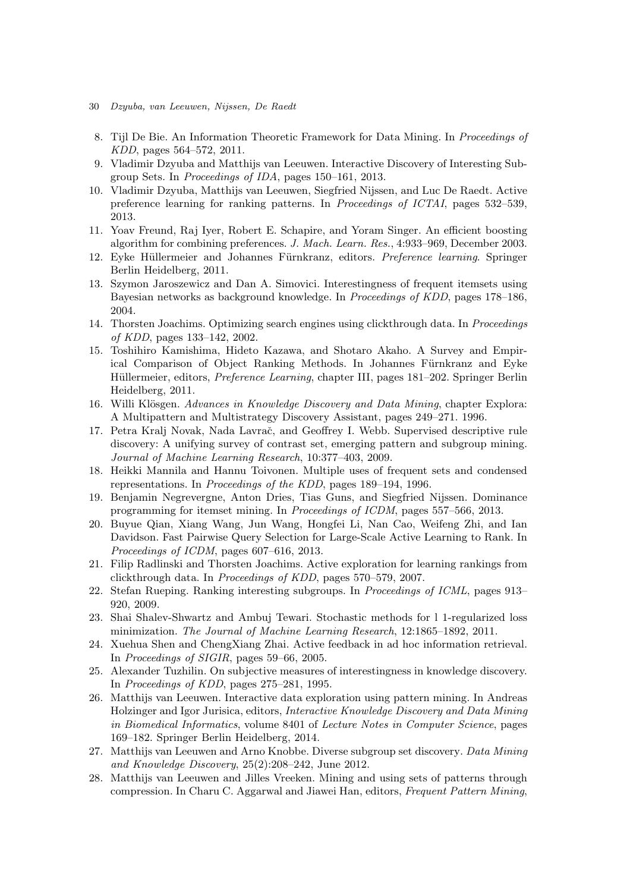8. Tijl De Bie. An Information Theoretic Framework for Data Mining. In *Proceedings of KDD*, pages 564–572, 2011.
9. Vladimir Dzyuba and Matthijs van Leeuwen. Interactive Discovery of Interesting Subgroup Sets. In *Proceedings of IDA*, pages 150–161, 2013.
10. Vladimir Dzyuba, Matthijs van Leeuwen, Siegfried Nijssen, and Luc De Raedt. Active preference learning for ranking patterns. In *Proceedings of ICTAI*, pages 532–539, 2013.
11. Yoav Freund, Raj Iyer, Robert E. Schapire, and Yoram Singer. An efficient boosting algorithm for combining preferences. *J. Mach. Learn. Res.*, 4:933–969, December 2003.
12. Eyke Hüllermeier and Johannes Fürnkranz, editors. *Preference learning*. Springer Berlin Heidelberg, 2011.
13. Szymon Jaroszewicz and Dan A. Simovici. Interestingness of frequent itemsets using Bayesian networks as background knowledge. In *Proceedings of KDD*, pages 178–186, 2004.
14. Thorsten Joachims. Optimizing search engines using clickthrough data. In *Proceedings of KDD*, pages 133–142, 2002.
15. Toshihiro Kamishima, Hideto Kazawa, and Shotaro Akaho. A Survey and Empirical Comparison of Object Ranking Methods. In Johannes Fürnkranz and Eyke Hüllermeier, editors, *Preference Learning*, chapter III, pages 181–202. Springer Berlin Heidelberg, 2011.
16. Willi Klösgen. *Advances in Knowledge Discovery and Data Mining*, chapter Explora: A Multipattern and Multistrategy Discovery Assistant, pages 249–271. 1996.
17. Petra Kralj Novak, Nada Lavrač, and Geoffrey I. Webb. Supervised descriptive rule discovery: A unifying survey of contrast set, emerging pattern and subgroup mining. *Journal of Machine Learning Research*, 10:377–403, 2009.
18. Heikki Mannila and Hannu Toivonen. Multiple uses of frequent sets and condensed representations. In *Proceedings of the KDD*, pages 189–194, 1996.
19. Benjamin Negrevergne, Anton Dries, Tias Guns, and Siegfried Nijssen. Dominance programming for itemset mining. In *Proceedings of ICDM*, pages 557–566, 2013.
20. Buyue Qian, Xiang Wang, Jun Wang, Hongfei Li, Nan Cao, Weifeng Zhi, and Ian Davidson. Fast Pairwise Query Selection for Large-Scale Active Learning to Rank. In *Proceedings of ICDM*, pages 607–616, 2013.
21. Filip Radlinski and Thorsten Joachims. Active exploration for learning rankings from clickthrough data. In *Proceedings of KDD*, pages 570–579, 2007.
22. Stefan Rueping. Ranking interesting subgroups. In *Proceedings of ICML*, pages 913–920, 2009.
23. Shai Shalev-Shwartz and Ambuj Tewari. Stochastic methods for l 1-regularized loss minimization. *The Journal of Machine Learning Research*, 12:1865–1892, 2011.
24. Xuehua Shen and ChengXiang Zhai. Active feedback in ad hoc information retrieval. In *Proceedings of SIGIR*, pages 59–66, 2005.
25. Alexander Tuzhilin. On subjective measures of interestingness in knowledge discovery. In *Proceedings of KDD*, pages 275–281, 1995.
26. Matthijs van Leeuwen. Interactive data exploration using pattern mining. In Andreas Holzinger and Igor Jurisica, editors, *Interactive Knowledge Discovery and Data Mining in Biomedical Informatics*, volume 8401 of *Lecture Notes in Computer Science*, pages 169–182. Springer Berlin Heidelberg, 2014.
27. Matthijs van Leeuwen and Arno Knobbe. Diverse subgroup set discovery. *Data Mining and Knowledge Discovery*, 25(2):208–242, June 2012.
28. Matthijs van Leeuwen and Jilles Vreeken. Mining and using sets of patterns through compression. In Charu C. Aggarwal and Jiawei Han, editors, *Frequent Pattern Mining*,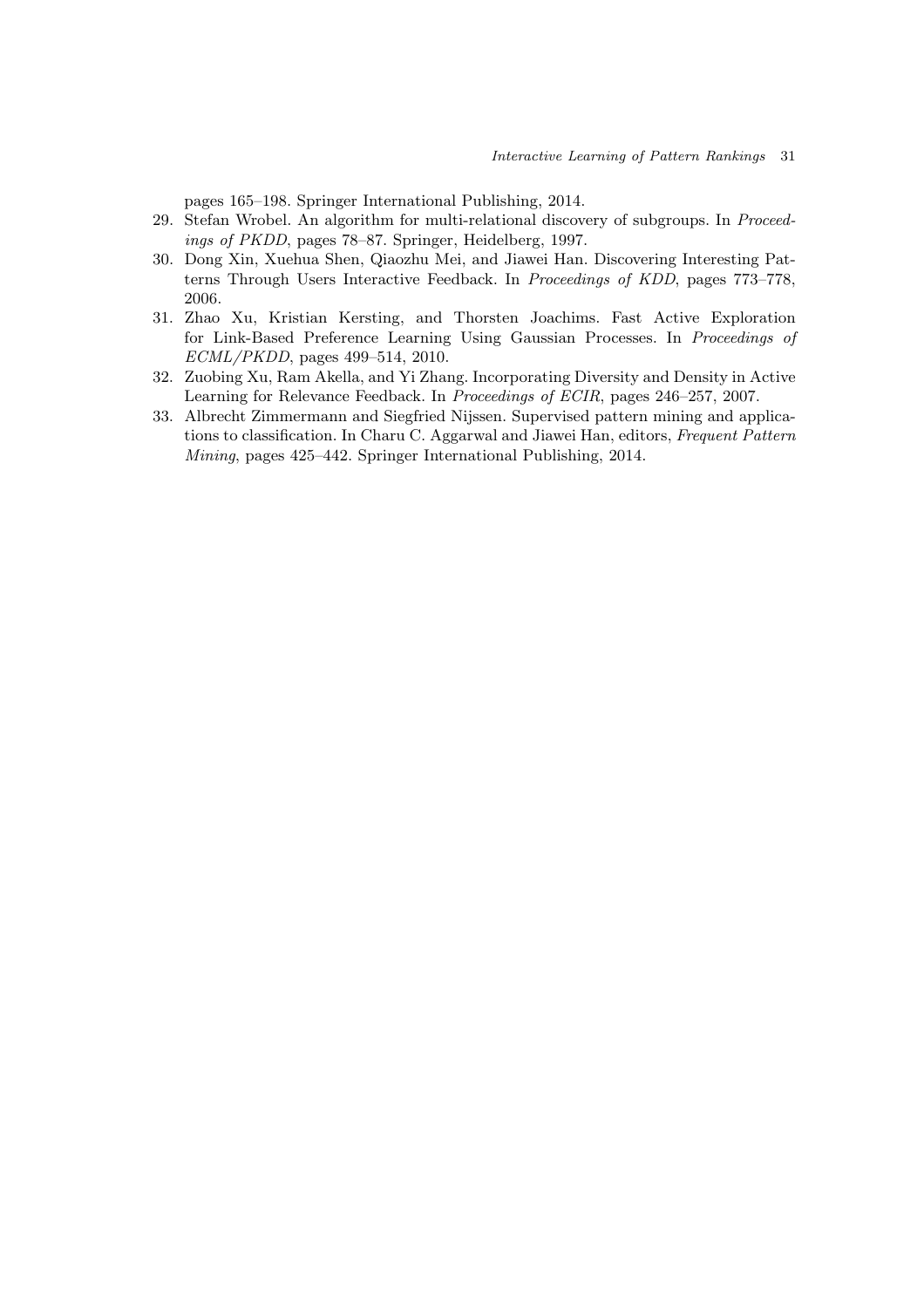pages 165–198. Springer International Publishing, 2014.

29. Stefan Wrobel. An algorithm for multi-relational discovery of subgroups. In *Proceedings of PKDD*, pages 78–87. Springer, Heidelberg, 1997.
30. Dong Xin, Xuehua Shen, Qiaozhu Mei, and Jiawei Han. Discovering Interesting Patterns Through Users Interactive Feedback. In *Proceedings of KDD*, pages 773–778, 2006.
31. Zhao Xu, Kristian Kersting, and Thorsten Joachims. Fast Active Exploration for Link-Based Preference Learning Using Gaussian Processes. In *Proceedings of ECML/PKDD*, pages 499–514, 2010.
32. Zuobing Xu, Ram Akella, and Yi Zhang. Incorporating Diversity and Density in Active Learning for Relevance Feedback. In *Proceedings of ECIR*, pages 246–257, 2007.
33. Albrecht Zimmermann and Siegfried Nijssen. Supervised pattern mining and applications to classification. In Charu C. Aggarwal and Jiawei Han, editors, *Frequent Pattern Mining*, pages 425–442. Springer International Publishing, 2014.